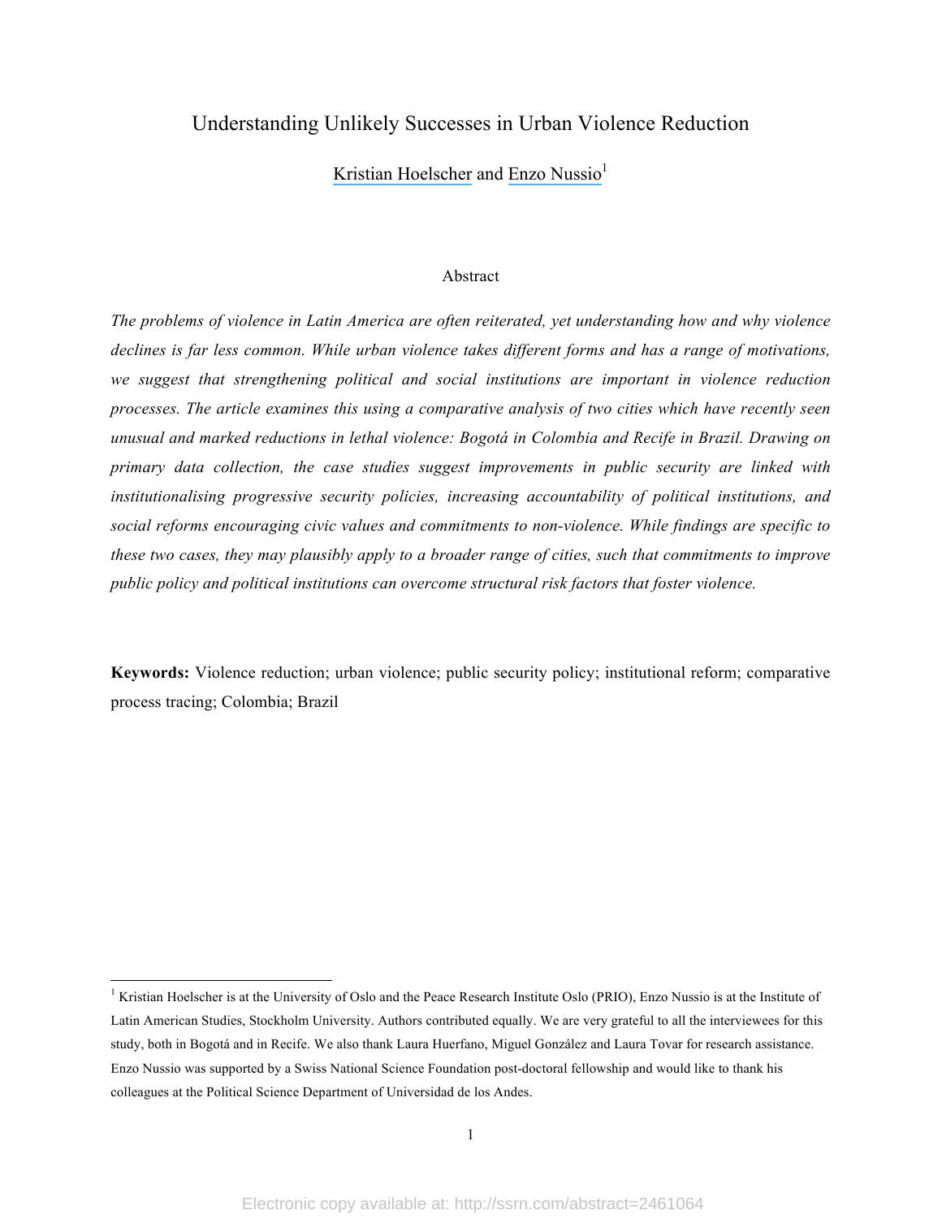# Understanding Unlikely Successes in Urban Violence Reduction

Kristian Hoelscher and Enzo Nussio[1]

## Abstract

*The problems of violence in Latin America are often reiterated, yet understanding how and why violence declines is far less common. While urban violence takes different forms and has a range of motivations, we suggest that strengthening political and social institutions are important in violence reduction processes. The article examines this using a comparative analysis of two cities which have recently seen unusual and marked reductions in lethal violence: Bogotá in Colombia and Recife in Brazil. Drawing on primary data collection, the case studies suggest improvements in public security are linked with institutionalising progressive security policies, increasing accountability of political institutions, and social reforms encouraging civic values and commitments to non-violence. While findings are specific to these two cases, they may plausibly apply to a broader range of cities, such that commitments to improve public policy and political institutions can overcome structural risk factors that foster violence.*

**Keywords:** Violence reduction; urban violence; public security policy; institutional reform; comparative process tracing; Colombia; Brazil

[1] Kristian Hoelscher is at the University of Oslo and the Peace Research Institute Oslo (PRIO), Enzo Nussio is at the Institute of Latin American Studies, Stockholm University. Authors contributed equally. We are very grateful to all the interviewees for this study, both in Bogotá and in Recife. We also thank Laura Huerfano, Miguel González and Laura Tovar for research assistance. Enzo Nussio was supported by a Swiss National Science Foundation post-doctoral fellowship and would like to thank his colleagues at the Political Science Department of Universidad de los Andes.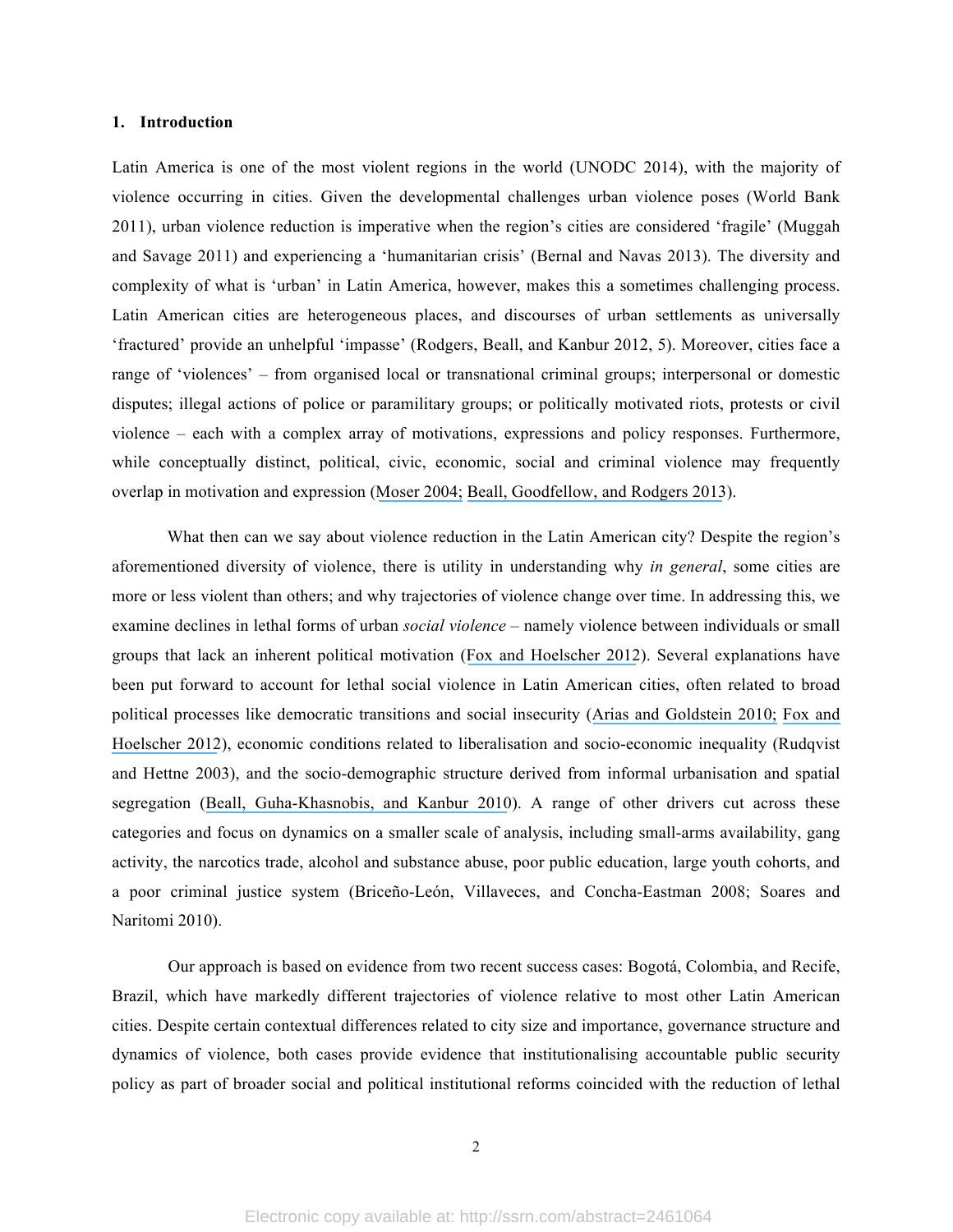## 1. Introduction

Latin America is one of the most violent regions in the world (UNODC 2014), with the majority of violence occurring in cities. Given the developmental challenges urban violence poses (World Bank 2011), urban violence reduction is imperative when the region's cities are considered 'fragile' (Muggah and Savage 2011) and experiencing a 'humanitarian crisis' (Bernal and Navas 2013). The diversity and complexity of what is 'urban' in Latin America, however, makes this a sometimes challenging process. Latin American cities are heterogeneous places, and discourses of urban settlements as universally 'fractured' provide an unhelpful 'impasse' (Rodgers, Beall, and Kanbur 2012, 5). Moreover, cities face a range of 'violences' – from organised local or transnational criminal groups; interpersonal or domestic disputes; illegal actions of police or paramilitary groups; or politically motivated riots, protests or civil violence – each with a complex array of motivations, expressions and policy responses. Furthermore, while conceptually distinct, political, civic, economic, social and criminal violence may frequently overlap in motivation and expression (Moser 2004; Beall, Goodfellow, and Rodgers 2013).

What then can we say about violence reduction in the Latin American city? Despite the region's aforementioned diversity of violence, there is utility in understanding why *in general*, some cities are more or less violent than others; and why trajectories of violence change over time. In addressing this, we examine declines in lethal forms of urban *social violence* – namely violence between individuals or small groups that lack an inherent political motivation (Fox and Hoelscher 2012). Several explanations have been put forward to account for lethal social violence in Latin American cities, often related to broad political processes like democratic transitions and social insecurity (Arias and Goldstein 2010; Fox and Hoelscher 2012), economic conditions related to liberalisation and socio-economic inequality (Rudqvist and Hettne 2003), and the socio-demographic structure derived from informal urbanisation and spatial segregation (Beall, Guha-Khasnobis, and Kanbur 2010). A range of other drivers cut across these categories and focus on dynamics on a smaller scale of analysis, including small-arms availability, gang activity, the narcotics trade, alcohol and substance abuse, poor public education, large youth cohorts, and a poor criminal justice system (Briceño-León, Villaveces, and Concha-Eastman 2008; Soares and Naritomi 2010).

Our approach is based on evidence from two recent success cases: Bogotá, Colombia, and Recife, Brazil, which have markedly different trajectories of violence relative to most other Latin American cities. Despite certain contextual differences related to city size and importance, governance structure and dynamics of violence, both cases provide evidence that institutionalising accountable public security policy as part of broader social and political institutional reforms coincided with the reduction of lethal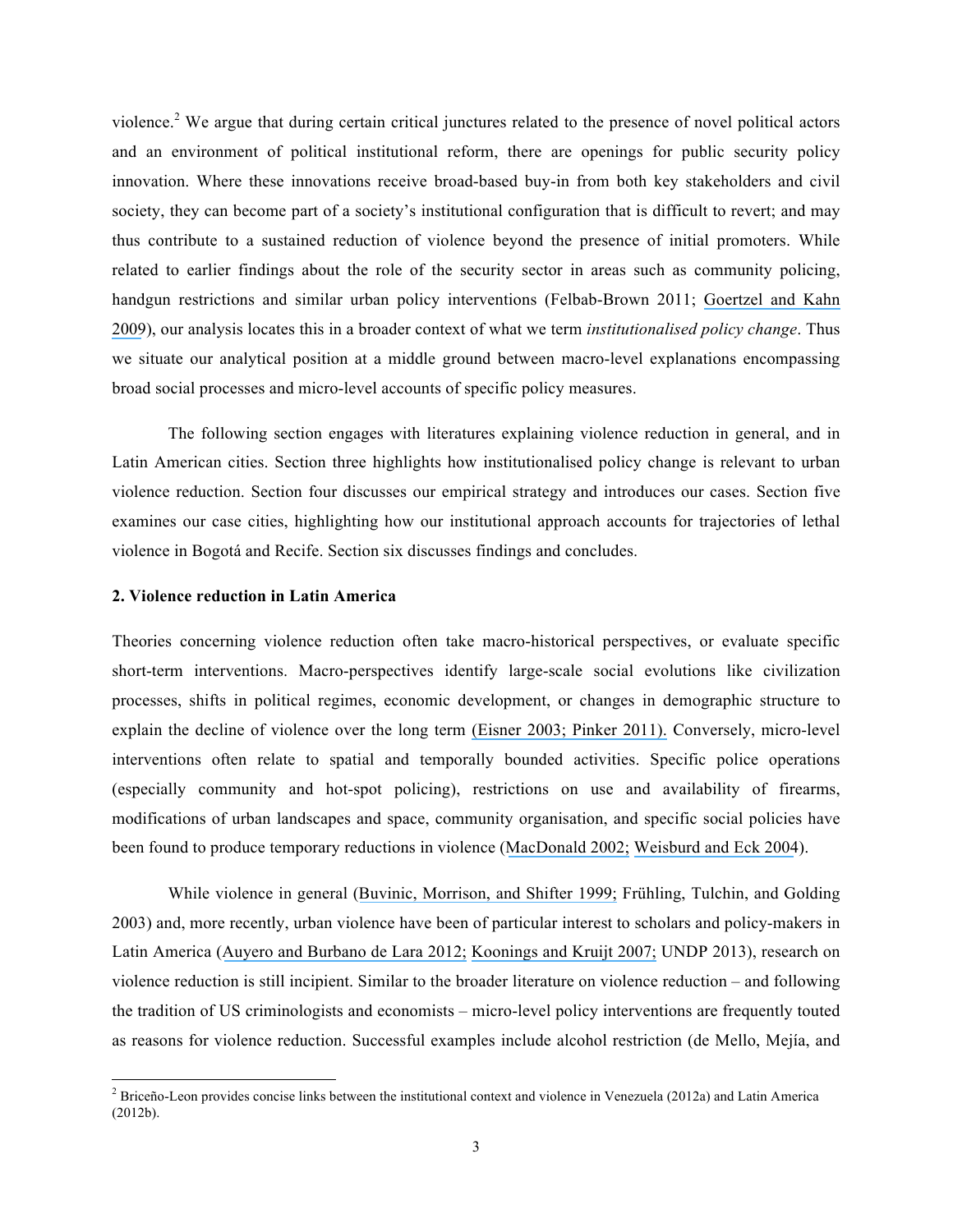violence.[2] We argue that during certain critical junctures related to the presence of novel political actors and an environment of political institutional reform, there are openings for public security policy innovation. Where these innovations receive broad-based buy-in from both key stakeholders and civil society, they can become part of a society's institutional configuration that is difficult to revert; and may thus contribute to a sustained reduction of violence beyond the presence of initial promoters. While related to earlier findings about the role of the security sector in areas such as community policing, handgun restrictions and similar urban policy interventions (Felbab-Brown 2011; Goertzel and Kahn 2009), our analysis locates this in a broader context of what we term *institutionalised policy change*. Thus we situate our analytical position at a middle ground between macro-level explanations encompassing broad social processes and micro-level accounts of specific policy measures.

The following section engages with literatures explaining violence reduction in general, and in Latin American cities. Section three highlights how institutionalised policy change is relevant to urban violence reduction. Section four discusses our empirical strategy and introduces our cases. Section five examines our case cities, highlighting how our institutional approach accounts for trajectories of lethal violence in Bogotá and Recife. Section six discusses findings and concludes.

## 2. Violence reduction in Latin America

Theories concerning violence reduction often take macro-historical perspectives, or evaluate specific short-term interventions. Macro-perspectives identify large-scale social evolutions like civilization processes, shifts in political regimes, economic development, or changes in demographic structure to explain the decline of violence over the long term (Eisner 2003; Pinker 2011). Conversely, micro-level interventions often relate to spatial and temporally bounded activities. Specific police operations (especially community and hot-spot policing), restrictions on use and availability of firearms, modifications of urban landscapes and space, community organisation, and specific social policies have been found to produce temporary reductions in violence (MacDonald 2002; Weisburd and Eck 2004).

While violence in general (Buvinic, Morrison, and Shifter 1999; Frühling, Tulchin, and Golding 2003) and, more recently, urban violence have been of particular interest to scholars and policy-makers in Latin America (Auyero and Burbano de Lara 2012; Koonings and Kruijt 2007; UNDP 2013), research on violence reduction is still incipient. Similar to the broader literature on violence reduction – and following the tradition of US criminologists and economists – micro-level policy interventions are frequently touted as reasons for violence reduction. Successful examples include alcohol restriction (de Mello, Mejía, and

[2] Briceño-Leon provides concise links between the institutional context and violence in Venezuela (2012a) and Latin America (2012b).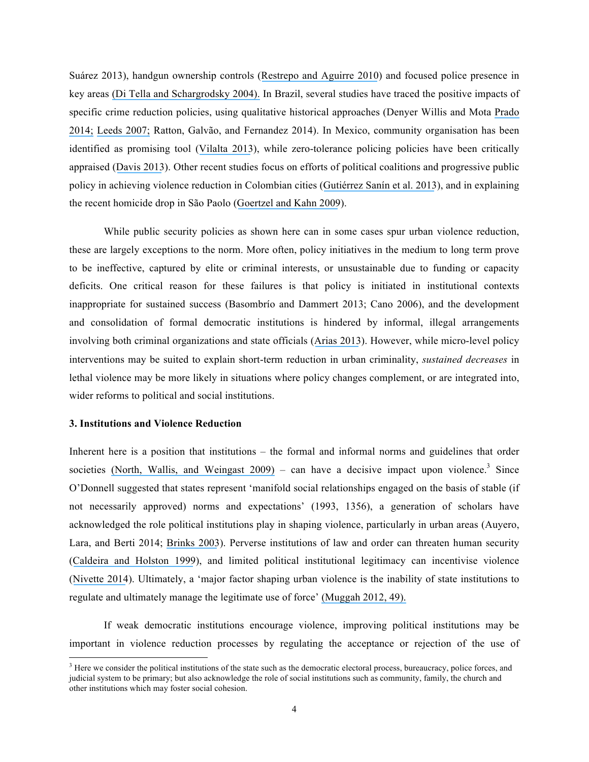Suárez 2013), handgun ownership controls (Restrepo and Aguirre 2010) and focused police presence in key areas (Di Tella and Schargrodsky 2004). In Brazil, several studies have traced the positive impacts of specific crime reduction policies, using qualitative historical approaches (Denyer Willis and Mota Prado 2014; Leeds 2007; Ratton, Galvão, and Fernandez 2014). In Mexico, community organisation has been identified as promising tool (Vilalta 2013), while zero-tolerance policing policies have been critically appraised (Davis 2013). Other recent studies focus on efforts of political coalitions and progressive public policy in achieving violence reduction in Colombian cities (Gutiérrez Sanín et al. 2013), and in explaining the recent homicide drop in São Paolo (Goertzel and Kahn 2009).

While public security policies as shown here can in some cases spur urban violence reduction, these are largely exceptions to the norm. More often, policy initiatives in the medium to long term prove to be ineffective, captured by elite or criminal interests, or unsustainable due to funding or capacity deficits. One critical reason for these failures is that policy is initiated in institutional contexts inappropriate for sustained success (Basombrío and Dammert 2013; Cano 2006), and the development and consolidation of formal democratic institutions is hindered by informal, illegal arrangements involving both criminal organizations and state officials (Arias 2013). However, while micro-level policy interventions may be suited to explain short-term reduction in urban criminality, *sustained decreases* in lethal violence may be more likely in situations where policy changes complement, or are integrated into, wider reforms to political and social institutions.

## 3. Institutions and Violence Reduction

Inherent here is a position that institutions – the formal and informal norms and guidelines that order societies (North, Wallis, and Weingast 2009) – can have a decisive impact upon violence.[3] Since O'Donnell suggested that states represent 'manifold social relationships engaged on the basis of stable (if not necessarily approved) norms and expectations' (1993, 1356), a generation of scholars have acknowledged the role political institutions play in shaping violence, particularly in urban areas (Auyero, Lara, and Berti 2014; Brinks 2003). Perverse institutions of law and order can threaten human security (Caldeira and Holston 1999), and limited political institutional legitimacy can incentivise violence (Nivette 2014). Ultimately, a 'major factor shaping urban violence is the inability of state institutions to regulate and ultimately manage the legitimate use of force' (Muggah 2012, 49).

If weak democratic institutions encourage violence, improving political institutions may be important in violence reduction processes by regulating the acceptance or rejection of the use of

[3] Here we consider the political institutions of the state such as the democratic electoral process, bureaucracy, police forces, and judicial system to be primary; but also acknowledge the role of social institutions such as community, family, the church and other institutions which may foster social cohesion.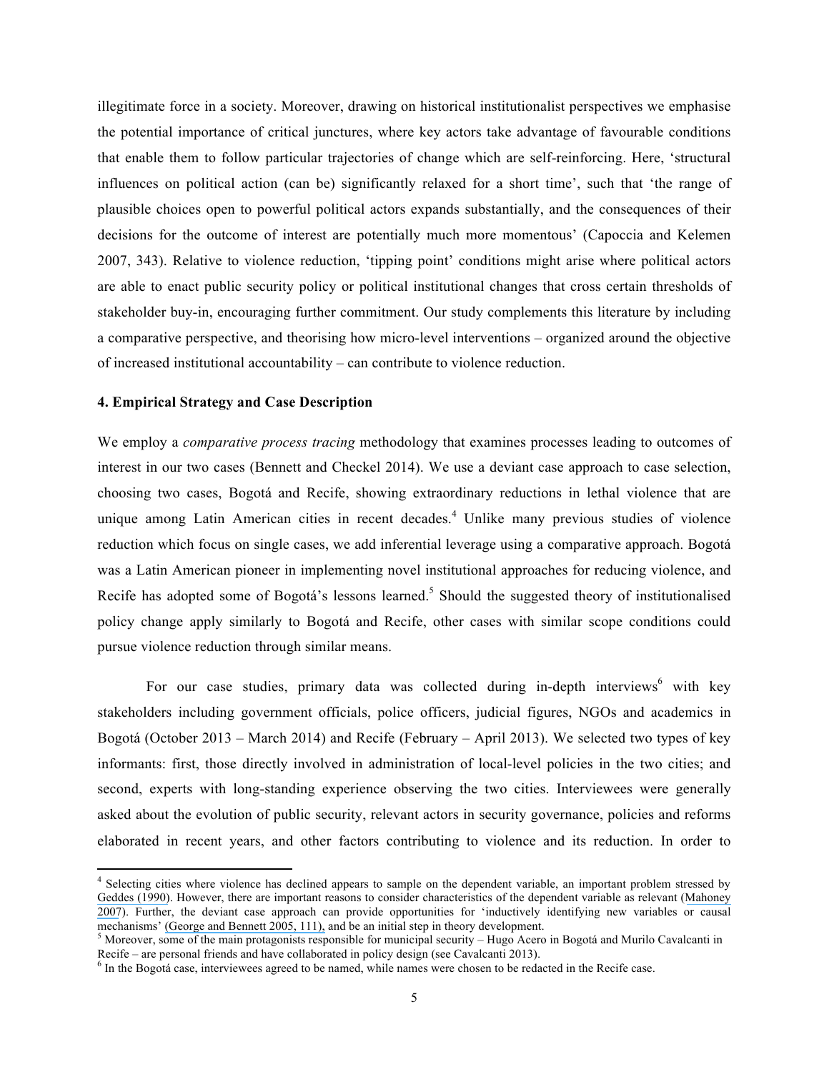illegitimate force in a society. Moreover, drawing on historical institutionalist perspectives we emphasise the potential importance of critical junctures, where key actors take advantage of favourable conditions that enable them to follow particular trajectories of change which are self-reinforcing. Here, 'structural influences on political action (can be) significantly relaxed for a short time', such that 'the range of plausible choices open to powerful political actors expands substantially, and the consequences of their decisions for the outcome of interest are potentially much more momentous' (Capoccia and Kelemen 2007, 343). Relative to violence reduction, 'tipping point' conditions might arise where political actors are able to enact public security policy or political institutional changes that cross certain thresholds of stakeholder buy-in, encouraging further commitment. Our study complements this literature by including a comparative perspective, and theorising how micro-level interventions – organized around the objective of increased institutional accountability – can contribute to violence reduction.

## 4. Empirical Strategy and Case Description

We employ a *comparative process tracing* methodology that examines processes leading to outcomes of interest in our two cases (Bennett and Checkel 2014). We use a deviant case approach to case selection, choosing two cases, Bogotá and Recife, showing extraordinary reductions in lethal violence that are unique among Latin American cities in recent decades.[4] Unlike many previous studies of violence reduction which focus on single cases, we add inferential leverage using a comparative approach. Bogotá was a Latin American pioneer in implementing novel institutional approaches for reducing violence, and Recife has adopted some of Bogotá's lessons learned.[5] Should the suggested theory of institutionalised policy change apply similarly to Bogotá and Recife, other cases with similar scope conditions could pursue violence reduction through similar means.

For our case studies, primary data was collected during in-depth interviews[6] with key stakeholders including government officials, police officers, judicial figures, NGOs and academics in Bogotá (October 2013 – March 2014) and Recife (February – April 2013). We selected two types of key informants: first, those directly involved in administration of local-level policies in the two cities; and second, experts with long-standing experience observing the two cities. Interviewees were generally asked about the evolution of public security, relevant actors in security governance, policies and reforms elaborated in recent years, and other factors contributing to violence and its reduction. In order to

---

[4] Selecting cities where violence has declined appears to sample on the dependent variable, an important problem stressed by Geddes (1990). However, there are important reasons to consider characteristics of the dependent variable as relevant (Mahoney 2007). Further, the deviant case approach can provide opportunities for 'inductively identifying new variables or causal mechanisms' (George and Bennett 2005, 111), and be an initial step in theory development.

[5] Moreover, some of the main protagonists responsible for municipal security – Hugo Acero in Bogotá and Murilo Cavalcanti in Recife – are personal friends and have collaborated in policy design (see Cavalcanti 2013).

[6] In the Bogotá case, interviewees agreed to be named, while names were chosen to be redacted in the Recife case.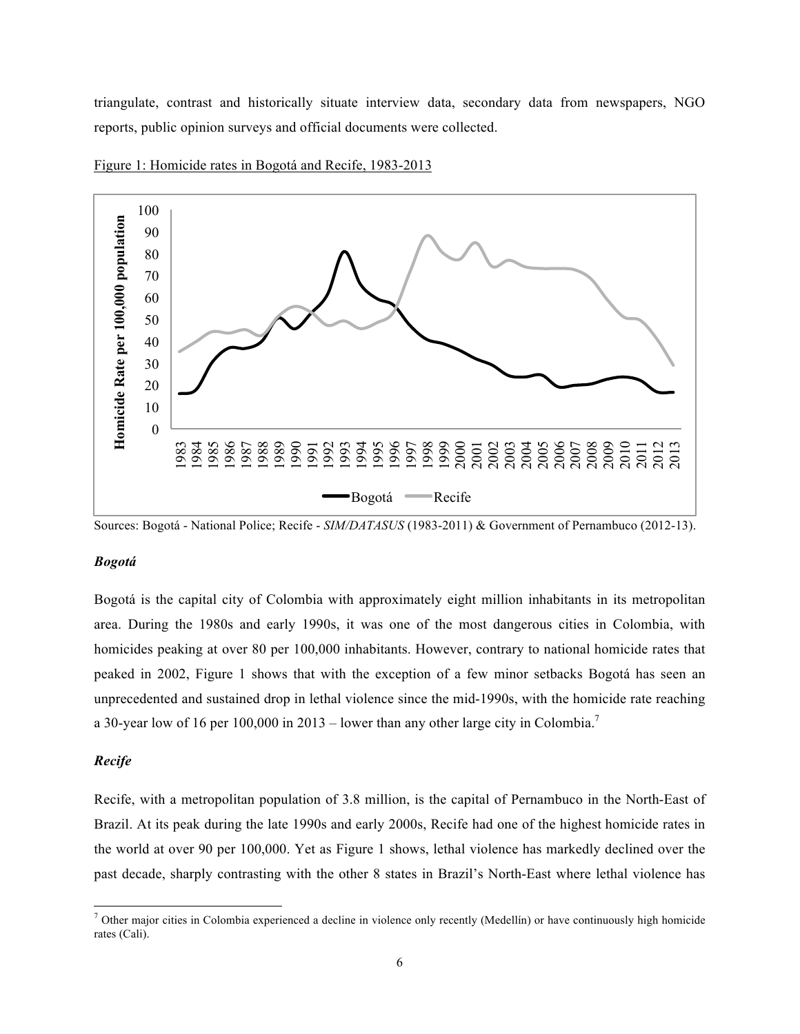triangulate, contrast and historically situate interview data, secondary data from newspapers, NGO reports, public opinion surveys and official documents were collected.

Figure 1: Homicide rates in Bogotá and Recife, 1983-2013

Sources: Bogotá - National Police; Recife - *SIM/DATASUS* (1983-2011) & Government of Pernambuco (2012-13).

### *Bogotá*

Bogotá is the capital city of Colombia with approximately eight million inhabitants in its metropolitan area. During the 1980s and early 1990s, it was one of the most dangerous cities in Colombia, with homicides peaking at over 80 per 100,000 inhabitants. However, contrary to national homicide rates that peaked in 2002, Figure 1 shows that with the exception of a few minor setbacks Bogotá has seen an unprecedented and sustained drop in lethal violence since the mid-1990s, with the homicide rate reaching a 30-year low of 16 per 100,000 in 2013 – lower than any other large city in Colombia.[7]

### *Recife*

Recife, with a metropolitan population of 3.8 million, is the capital of Pernambuco in the North-East of Brazil. At its peak during the late 1990s and early 2000s, Recife had one of the highest homicide rates in the world at over 90 per 100,000. Yet as Figure 1 shows, lethal violence has markedly declined over the past decade, sharply contrasting with the other 8 states in Brazil's North-East where lethal violence has

[7] Other major cities in Colombia experienced a decline in violence only recently (Medellín) or have continuously high homicide rates (Cali).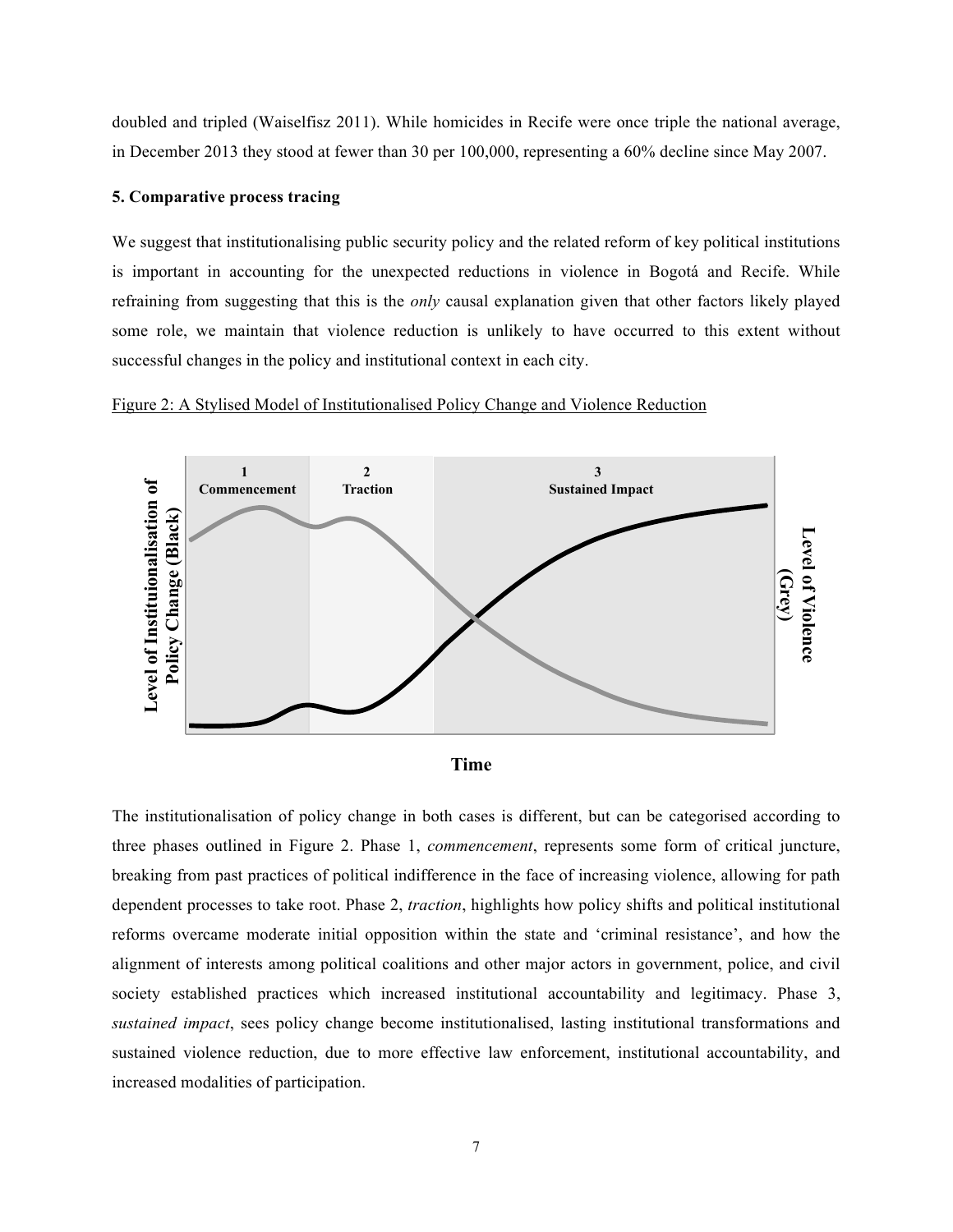doubled and tripled (Waiselfisz 2011). While homicides in Recife were once triple the national average, in December 2013 they stood at fewer than 30 per 100,000, representing a 60% decline since May 2007.

**5. Comparative process tracing**

We suggest that institutionalising public security policy and the related reform of key political institutions is important in accounting for the unexpected reductions in violence in Bogotá and Recife. While refraining from suggesting that this is the *only* causal explanation given that other factors likely played some role, we maintain that violence reduction is unlikely to have occurred to this extent without successful changes in the policy and institutional context in each city.

Figure 2: A Stylised Model of Institutionalised Policy Change and Violence Reduction

The institutionalisation of policy change in both cases is different, but can be categorised according to three phases outlined in Figure 2. Phase 1, *commencement*, represents some form of critical juncture, breaking from past practices of political indifference in the face of increasing violence, allowing for path dependent processes to take root. Phase 2, *traction*, highlights how policy shifts and political institutional reforms overcame moderate initial opposition within the state and 'criminal resistance', and how the alignment of interests among political coalitions and other major actors in government, police, and civil society established practices which increased institutional accountability and legitimacy. Phase 3, *sustained impact*, sees policy change become institutionalised, lasting institutional transformations and sustained violence reduction, due to more effective law enforcement, institutional accountability, and increased modalities of participation.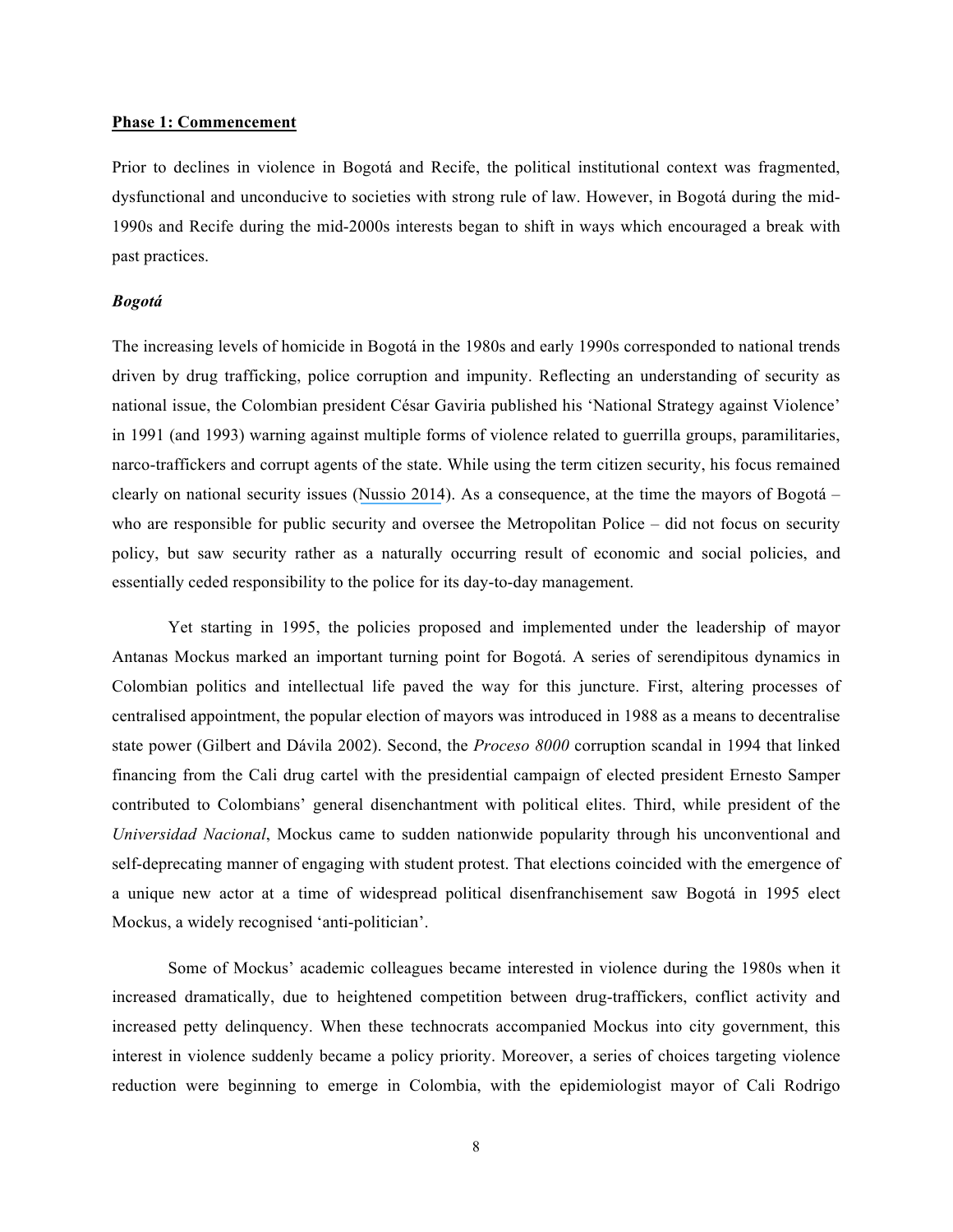**Phase 1: Commencement**

Prior to declines in violence in Bogotá and Recife, the political institutional context was fragmented, dysfunctional and unconducive to societies with strong rule of law. However, in Bogotá during the mid-1990s and Recife during the mid-2000s interests began to shift in ways which encouraged a break with past practices.

***Bogotá***

The increasing levels of homicide in Bogotá in the 1980s and early 1990s corresponded to national trends driven by drug trafficking, police corruption and impunity. Reflecting an understanding of security as national issue, the Colombian president César Gaviria published his 'National Strategy against Violence' in 1991 (and 1993) warning against multiple forms of violence related to guerrilla groups, paramilitaries, narco-traffickers and corrupt agents of the state. While using the term citizen security, his focus remained clearly on national security issues (Nussio 2014). As a consequence, at the time the mayors of Bogotá – who are responsible for public security and oversee the Metropolitan Police – did not focus on security policy, but saw security rather as a naturally occurring result of economic and social policies, and essentially ceded responsibility to the police for its day-to-day management.

Yet starting in 1995, the policies proposed and implemented under the leadership of mayor Antanas Mockus marked an important turning point for Bogotá. A series of serendipitous dynamics in Colombian politics and intellectual life paved the way for this juncture. First, altering processes of centralised appointment, the popular election of mayors was introduced in 1988 as a means to decentralise state power (Gilbert and Dávila 2002). Second, the *Proceso 8000* corruption scandal in 1994 that linked financing from the Cali drug cartel with the presidential campaign of elected president Ernesto Samper contributed to Colombians' general disenchantment with political elites. Third, while president of the *Universidad Nacional*, Mockus came to sudden nationwide popularity through his unconventional and self-deprecating manner of engaging with student protest. That elections coincided with the emergence of a unique new actor at a time of widespread political disenfranchisement saw Bogotá in 1995 elect Mockus, a widely recognised 'anti-politician'.

Some of Mockus' academic colleagues became interested in violence during the 1980s when it increased dramatically, due to heightened competition between drug-traffickers, conflict activity and increased petty delinquency. When these technocrats accompanied Mockus into city government, this interest in violence suddenly became a policy priority. Moreover, a series of choices targeting violence reduction were beginning to emerge in Colombia, with the epidemiologist mayor of Cali Rodrigo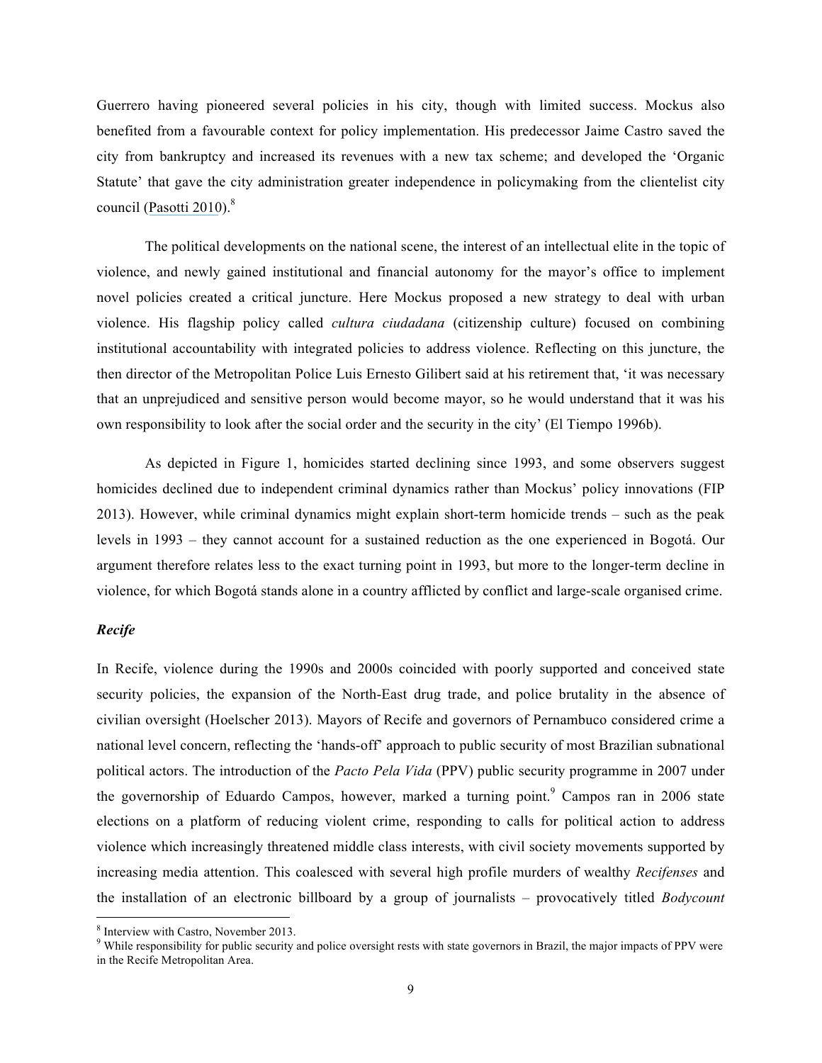Guerrero having pioneered several policies in his city, though with limited success. Mockus also benefited from a favourable context for policy implementation. His predecessor Jaime Castro saved the city from bankruptcy and increased its revenues with a new tax scheme; and developed the 'Organic Statute' that gave the city administration greater independence in policymaking from the clientelist city council (Pasotti 2010).[8]

The political developments on the national scene, the interest of an intellectual elite in the topic of violence, and newly gained institutional and financial autonomy for the mayor's office to implement novel policies created a critical juncture. Here Mockus proposed a new strategy to deal with urban violence. His flagship policy called *cultura ciudadana* (citizenship culture) focused on combining institutional accountability with integrated policies to address violence. Reflecting on this juncture, the then director of the Metropolitan Police Luis Ernesto Gilibert said at his retirement that, 'it was necessary that an unprejudiced and sensitive person would become mayor, so he would understand that it was his own responsibility to look after the social order and the security in the city' (El Tiempo 1996b).

As depicted in Figure 1, homicides started declining since 1993, and some observers suggest homicides declined due to independent criminal dynamics rather than Mockus' policy innovations (FIP 2013). However, while criminal dynamics might explain short-term homicide trends – such as the peak levels in 1993 – they cannot account for a sustained reduction as the one experienced in Bogotá. Our argument therefore relates less to the exact turning point in 1993, but more to the longer-term decline in violence, for which Bogotá stands alone in a country afflicted by conflict and large-scale organised crime.

***Recife***

In Recife, violence during the 1990s and 2000s coincided with poorly supported and conceived state security policies, the expansion of the North-East drug trade, and police brutality in the absence of civilian oversight (Hoelscher 2013). Mayors of Recife and governors of Pernambuco considered crime a national level concern, reflecting the 'hands-off' approach to public security of most Brazilian subnational political actors. The introduction of the *Pacto Pela Vida* (PPV) public security programme in 2007 under the governorship of Eduardo Campos, however, marked a turning point.[9] Campos ran in 2006 state elections on a platform of reducing violent crime, responding to calls for political action to address violence which increasingly threatened middle class interests, with civil society movements supported by increasing media attention. This coalesced with several high profile murders of wealthy *Recifenses* and the installation of an electronic billboard by a group of journalists – provocatively titled *Bodycount*

[8] Interview with Castro, November 2013.

[9] While responsibility for public security and police oversight rests with state governors in Brazil, the major impacts of PPV were in the Recife Metropolitan Area.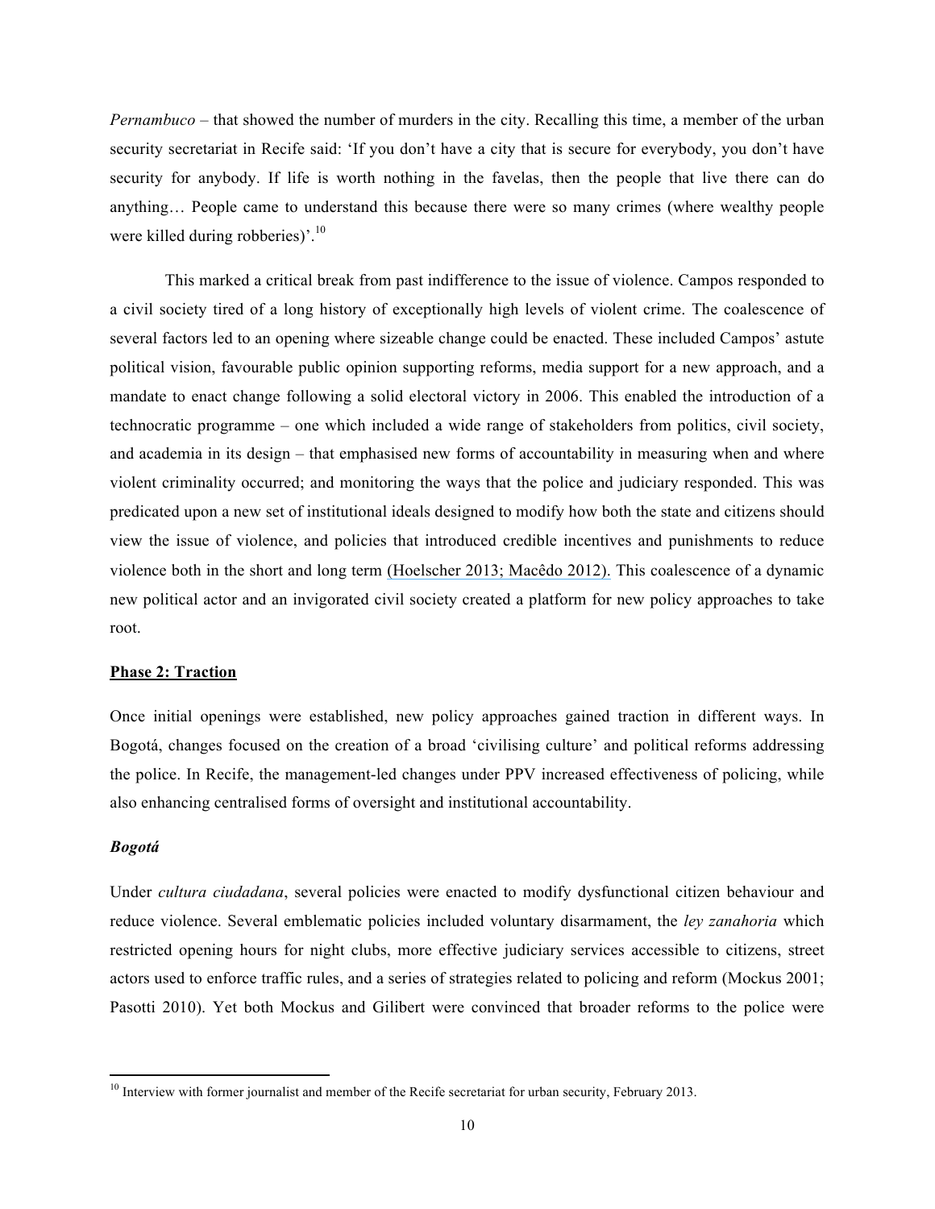*Pernambuco* – that showed the number of murders in the city. Recalling this time, a member of the urban security secretariat in Recife said: 'If you don't have a city that is secure for everybody, you don't have security for anybody. If life is worth nothing in the favelas, then the people that live there can do anything… People came to understand this because there were so many crimes (where wealthy people were killed during robberies)'.[10]

This marked a critical break from past indifference to the issue of violence. Campos responded to a civil society tired of a long history of exceptionally high levels of violent crime. The coalescence of several factors led to an opening where sizeable change could be enacted. These included Campos' astute political vision, favourable public opinion supporting reforms, media support for a new approach, and a mandate to enact change following a solid electoral victory in 2006. This enabled the introduction of a technocratic programme – one which included a wide range of stakeholders from politics, civil society, and academia in its design – that emphasised new forms of accountability in measuring when and where violent criminality occurred; and monitoring the ways that the police and judiciary responded. This was predicated upon a new set of institutional ideals designed to modify how both the state and citizens should view the issue of violence, and policies that introduced credible incentives and punishments to reduce violence both in the short and long term (Hoelscher 2013; Macêdo 2012). This coalescence of a dynamic new political actor and an invigorated civil society created a platform for new policy approaches to take root.

## Phase 2: Traction

Once initial openings were established, new policy approaches gained traction in different ways. In Bogotá, changes focused on the creation of a broad 'civilising culture' and political reforms addressing the police. In Recife, the management-led changes under PPV increased effectiveness of policing, while also enhancing centralised forms of oversight and institutional accountability.

### *Bogotá*

Under *cultura ciudadana*, several policies were enacted to modify dysfunctional citizen behaviour and reduce violence. Several emblematic policies included voluntary disarmament, the *ley zanahoria* which restricted opening hours for night clubs, more effective judiciary services accessible to citizens, street actors used to enforce traffic rules, and a series of strategies related to policing and reform (Mockus 2001; Pasotti 2010). Yet both Mockus and Gilibert were convinced that broader reforms to the police were

---

[10] Interview with former journalist and member of the Recife secretariat for urban security, February 2013.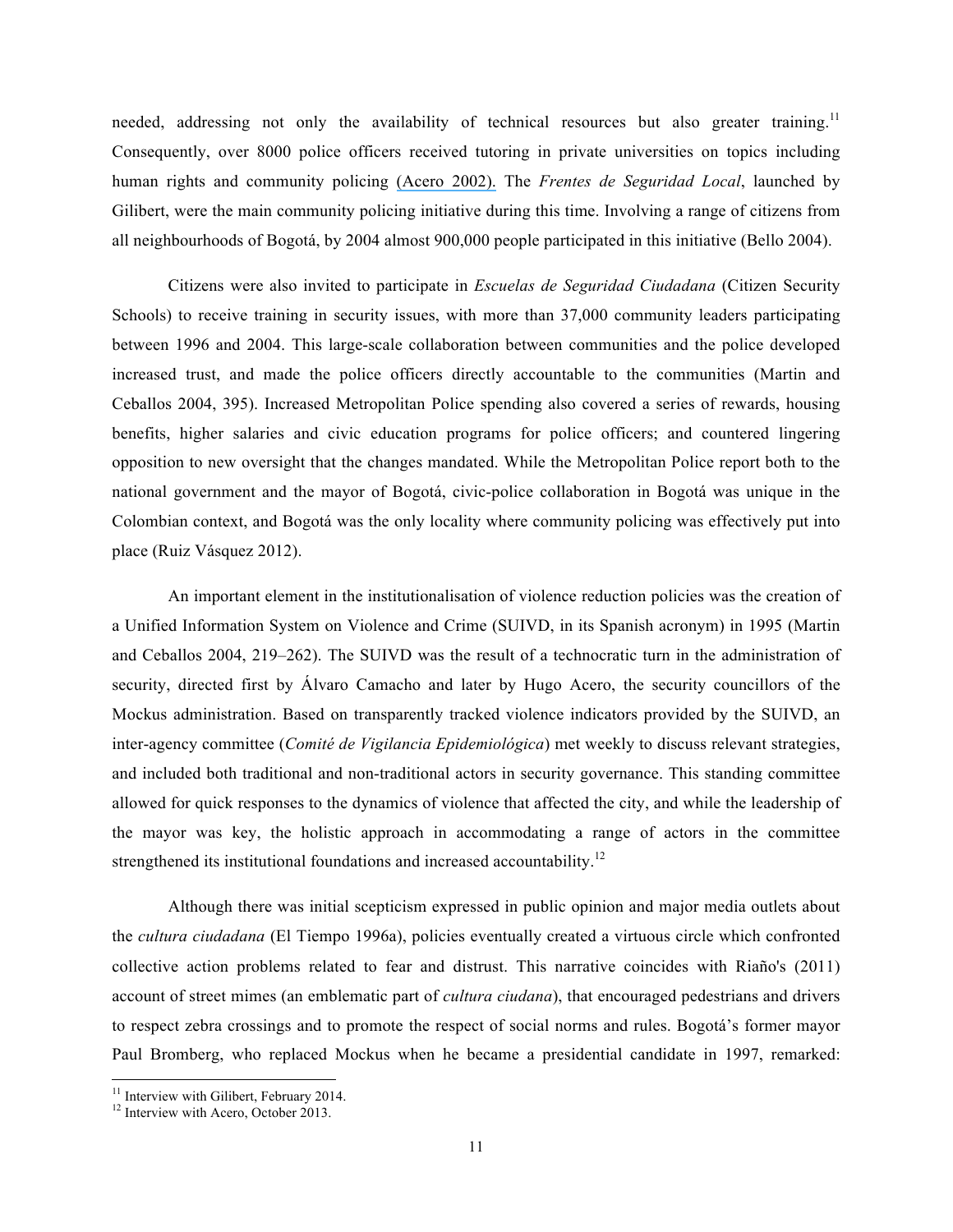needed, addressing not only the availability of technical resources but also greater training.[11] Consequently, over 8000 police officers received tutoring in private universities on topics including human rights and community policing (Acero 2002). The *Frentes de Seguridad Local*, launched by Gilibert, were the main community policing initiative during this time. Involving a range of citizens from all neighbourhoods of Bogotá, by 2004 almost 900,000 people participated in this initiative (Bello 2004).

Citizens were also invited to participate in *Escuelas de Seguridad Ciudadana* (Citizen Security Schools) to receive training in security issues, with more than 37,000 community leaders participating between 1996 and 2004. This large-scale collaboration between communities and the police developed increased trust, and made the police officers directly accountable to the communities (Martin and Ceballos 2004, 395). Increased Metropolitan Police spending also covered a series of rewards, housing benefits, higher salaries and civic education programs for police officers; and countered lingering opposition to new oversight that the changes mandated. While the Metropolitan Police report both to the national government and the mayor of Bogotá, civic-police collaboration in Bogotá was unique in the Colombian context, and Bogotá was the only locality where community policing was effectively put into place (Ruiz Vásquez 2012).

An important element in the institutionalisation of violence reduction policies was the creation of a Unified Information System on Violence and Crime (SUIVD, in its Spanish acronym) in 1995 (Martin and Ceballos 2004, 219–262). The SUIVD was the result of a technocratic turn in the administration of security, directed first by Álvaro Camacho and later by Hugo Acero, the security councillors of the Mockus administration. Based on transparently tracked violence indicators provided by the SUIVD, an inter-agency committee (*Comité de Vigilancia Epidemiológica*) met weekly to discuss relevant strategies, and included both traditional and non-traditional actors in security governance. This standing committee allowed for quick responses to the dynamics of violence that affected the city, and while the leadership of the mayor was key, the holistic approach in accommodating a range of actors in the committee strengthened its institutional foundations and increased accountability.[12]

Although there was initial scepticism expressed in public opinion and major media outlets about the *cultura ciudadana* (El Tiempo 1996a), policies eventually created a virtuous circle which confronted collective action problems related to fear and distrust. This narrative coincides with Riaño's (2011) account of street mimes (an emblematic part of *cultura ciudana*), that encouraged pedestrians and drivers to respect zebra crossings and to promote the respect of social norms and rules. Bogotá's former mayor Paul Bromberg, who replaced Mockus when he became a presidential candidate in 1997, remarked:

[11] Interview with Gilibert, February 2014.

[12] Interview with Acero, October 2013.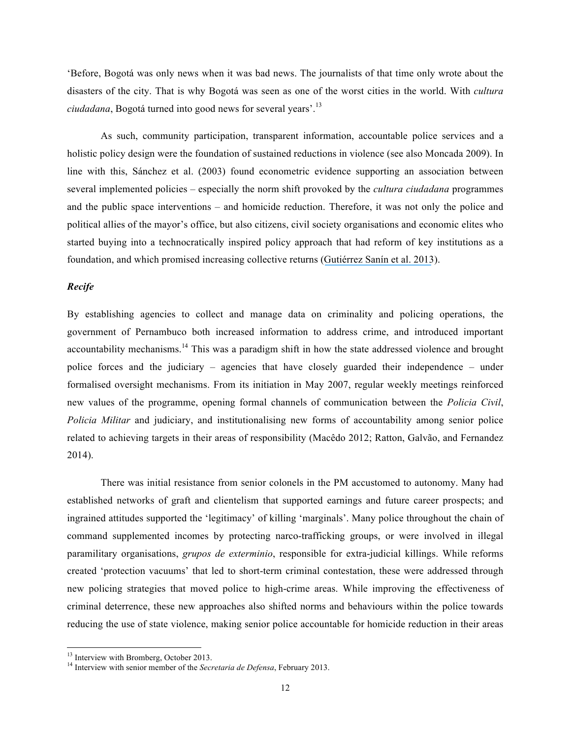'Before, Bogotá was only news when it was bad news. The journalists of that time only wrote about the disasters of the city. That is why Bogotá was seen as one of the worst cities in the world. With *cultura ciudadana*, Bogotá turned into good news for several years'.[13]

As such, community participation, transparent information, accountable police services and a holistic policy design were the foundation of sustained reductions in violence (see also Moncada 2009). In line with this, Sánchez et al. (2003) found econometric evidence supporting an association between several implemented policies – especially the norm shift provoked by the *cultura ciudadana* programmes and the public space interventions – and homicide reduction. Therefore, it was not only the police and political allies of the mayor's office, but also citizens, civil society organisations and economic elites who started buying into a technocratically inspired policy approach that had reform of key institutions as a foundation, and which promised increasing collective returns (Gutiérrez Sanín et al. 2013).

### *Recife*

By establishing agencies to collect and manage data on criminality and policing operations, the government of Pernambuco both increased information to address crime, and introduced important accountability mechanisms.[14] This was a paradigm shift in how the state addressed violence and brought police forces and the judiciary – agencies that have closely guarded their independence – under formalised oversight mechanisms. From its initiation in May 2007, regular weekly meetings reinforced new values of the programme, opening formal channels of communication between the *Policia Civil*, *Policia Militar* and judiciary, and institutionalising new forms of accountability among senior police related to achieving targets in their areas of responsibility (Macêdo 2012; Ratton, Galvão, and Fernandez 2014).

There was initial resistance from senior colonels in the PM accustomed to autonomy. Many had established networks of graft and clientelism that supported earnings and future career prospects; and ingrained attitudes supported the 'legitimacy' of killing 'marginals'. Many police throughout the chain of command supplemented incomes by protecting narco-trafficking groups, or were involved in illegal paramilitary organisations, *grupos de exterminio*, responsible for extra-judicial killings. While reforms created 'protection vacuums' that led to short-term criminal contestation, these were addressed through new policing strategies that moved police to high-crime areas. While improving the effectiveness of criminal deterrence, these new approaches also shifted norms and behaviours within the police towards reducing the use of state violence, making senior police accountable for homicide reduction in their areas

[13] Interview with Bromberg, October 2013.

[14] Interview with senior member of the *Secretaria de Defensa*, February 2013.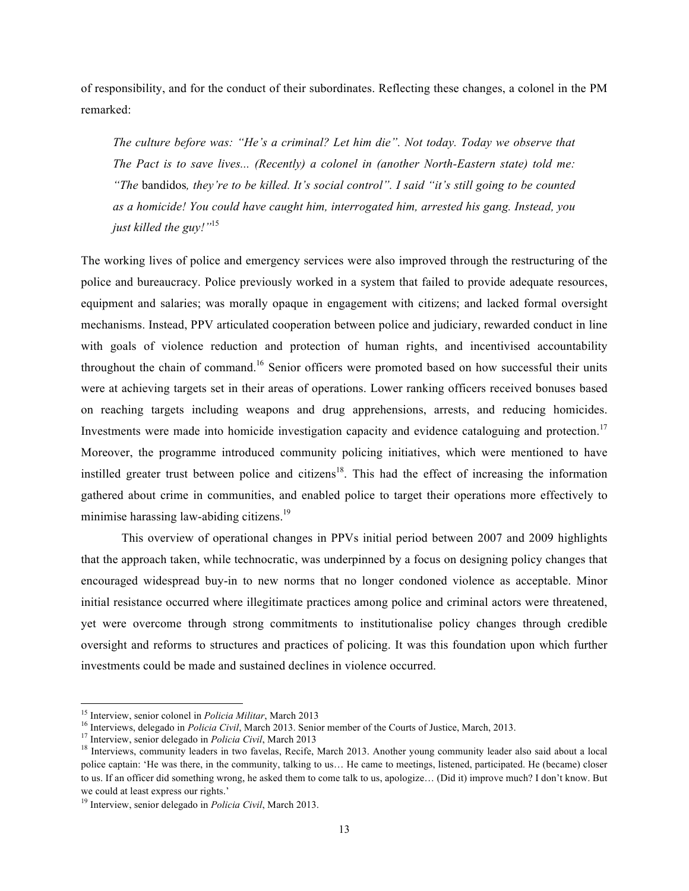of responsibility, and for the conduct of their subordinates. Reflecting these changes, a colonel in the PM remarked:

> *The culture before was: "He's a criminal? Let him die". Not today. Today we observe that The Pact is to save lives... (Recently) a colonel in (another North-Eastern state) told me: "The* bandidos*, they're to be killed. It's social control". I said "it's still going to be counted as a homicide! You could have caught him, interrogated him, arrested his gang. Instead, you just killed the guy!"*[15]

The working lives of police and emergency services were also improved through the restructuring of the police and bureaucracy. Police previously worked in a system that failed to provide adequate resources, equipment and salaries; was morally opaque in engagement with citizens; and lacked formal oversight mechanisms. Instead, PPV articulated cooperation between police and judiciary, rewarded conduct in line with goals of violence reduction and protection of human rights, and incentivised accountability throughout the chain of command.[16] Senior officers were promoted based on how successful their units were at achieving targets set in their areas of operations. Lower ranking officers received bonuses based on reaching targets including weapons and drug apprehensions, arrests, and reducing homicides. Investments were made into homicide investigation capacity and evidence cataloguing and protection.[17] Moreover, the programme introduced community policing initiatives, which were mentioned to have instilled greater trust between police and citizens[18]. This had the effect of increasing the information gathered about crime in communities, and enabled police to target their operations more effectively to minimise harassing law-abiding citizens.[19]

This overview of operational changes in PPVs initial period between 2007 and 2009 highlights that the approach taken, while technocratic, was underpinned by a focus on designing policy changes that encouraged widespread buy-in to new norms that no longer condoned violence as acceptable. Minor initial resistance occurred where illegitimate practices among police and criminal actors were threatened, yet were overcome through strong commitments to institutionalise policy changes through credible oversight and reforms to structures and practices of policing. It was this foundation upon which further investments could be made and sustained declines in violence occurred.

---

[15] Interview, senior colonel in *Policia Militar*, March 2013

[16] Interviews, delegado in *Policia Civil*, March 2013. Senior member of the Courts of Justice, March, 2013.

[17] Interview, senior delegado in *Policia Civil*, March 2013

[18] Interviews, community leaders in two favelas, Recife, March 2013. Another young community leader also said about a local police captain: 'He was there, in the community, talking to us… He came to meetings, listened, participated. He (became) closer to us. If an officer did something wrong, he asked them to come talk to us, apologize… (Did it) improve much? I don't know. But we could at least express our rights.'

[19] Interview, senior delegado in *Policia Civil*, March 2013.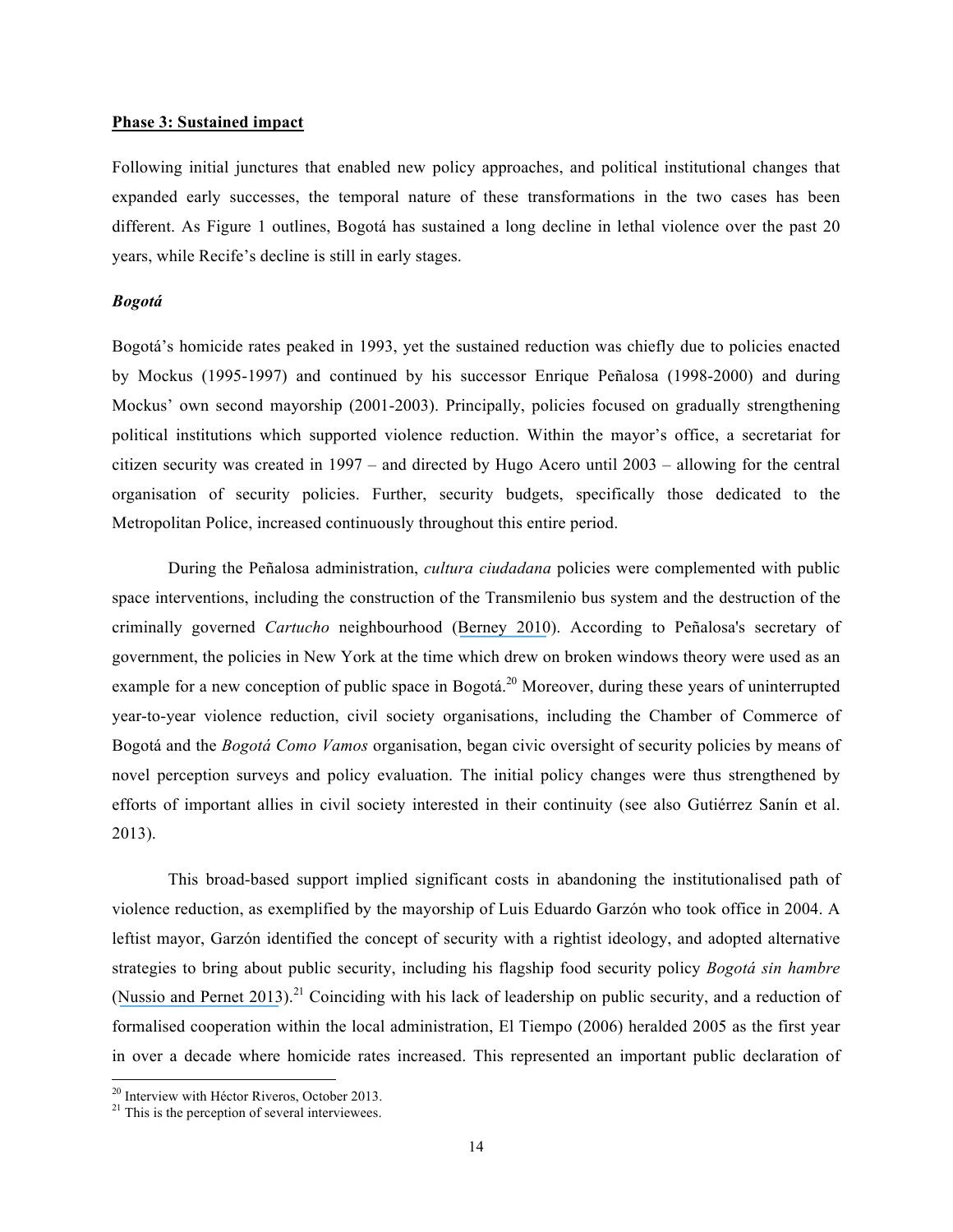**Phase 3: Sustained impact**

Following initial junctures that enabled new policy approaches, and political institutional changes that expanded early successes, the temporal nature of these transformations in the two cases has been different. As Figure 1 outlines, Bogotá has sustained a long decline in lethal violence over the past 20 years, while Recife's decline is still in early stages.

***Bogotá***

Bogotá's homicide rates peaked in 1993, yet the sustained reduction was chiefly due to policies enacted by Mockus (1995-1997) and continued by his successor Enrique Peñalosa (1998-2000) and during Mockus' own second mayorship (2001-2003). Principally, policies focused on gradually strengthening political institutions which supported violence reduction. Within the mayor's office, a secretariat for citizen security was created in 1997 – and directed by Hugo Acero until 2003 – allowing for the central organisation of security policies. Further, security budgets, specifically those dedicated to the Metropolitan Police, increased continuously throughout this entire period.

During the Peñalosa administration, *cultura ciudadana* policies were complemented with public space interventions, including the construction of the Transmilenio bus system and the destruction of the criminally governed *Cartucho* neighbourhood (Berney 2010). According to Peñalosa's secretary of government, the policies in New York at the time which drew on broken windows theory were used as an example for a new conception of public space in Bogotá.[20] Moreover, during these years of uninterrupted year-to-year violence reduction, civil society organisations, including the Chamber of Commerce of Bogotá and the *Bogotá Como Vamos* organisation, began civic oversight of security policies by means of novel perception surveys and policy evaluation. The initial policy changes were thus strengthened by efforts of important allies in civil society interested in their continuity (see also Gutiérrez Sanín et al. 2013).

This broad-based support implied significant costs in abandoning the institutionalised path of violence reduction, as exemplified by the mayorship of Luis Eduardo Garzón who took office in 2004. A leftist mayor, Garzón identified the concept of security with a rightist ideology, and adopted alternative strategies to bring about public security, including his flagship food security policy *Bogotá sin hambre* (Nussio and Pernet 2013).[21] Coinciding with his lack of leadership on public security, and a reduction of formalised cooperation within the local administration, El Tiempo (2006) heralded 2005 as the first year in over a decade where homicide rates increased. This represented an important public declaration of

[20] Interview with Héctor Riveros, October 2013.

[21] This is the perception of several interviewees.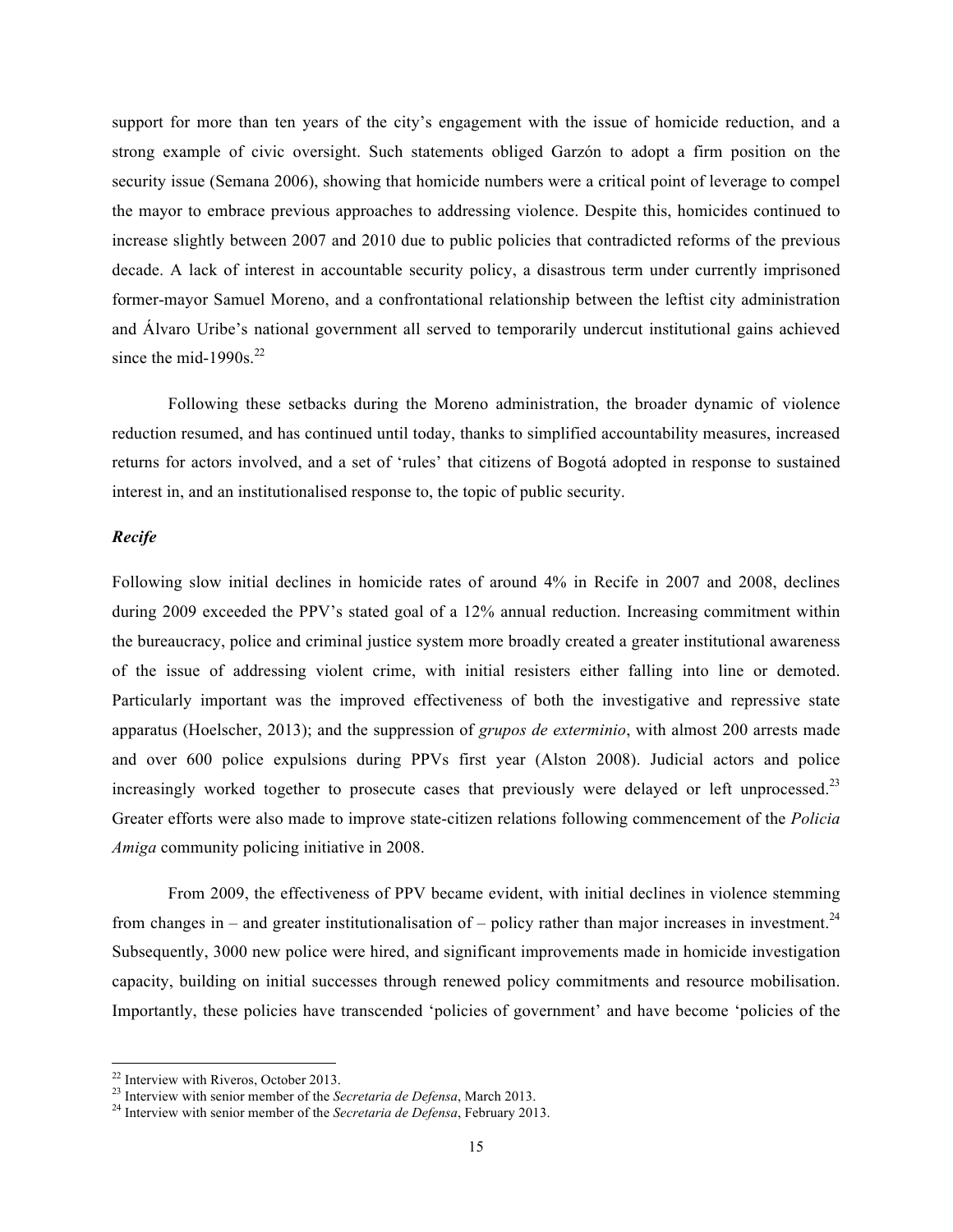support for more than ten years of the city's engagement with the issue of homicide reduction, and a strong example of civic oversight. Such statements obliged Garzón to adopt a firm position on the security issue (Semana 2006), showing that homicide numbers were a critical point of leverage to compel the mayor to embrace previous approaches to addressing violence. Despite this, homicides continued to increase slightly between 2007 and 2010 due to public policies that contradicted reforms of the previous decade. A lack of interest in accountable security policy, a disastrous term under currently imprisoned former-mayor Samuel Moreno, and a confrontational relationship between the leftist city administration and Álvaro Uribe's national government all served to temporarily undercut institutional gains achieved since the mid-1990s.[22]

Following these setbacks during the Moreno administration, the broader dynamic of violence reduction resumed, and has continued until today, thanks to simplified accountability measures, increased returns for actors involved, and a set of 'rules' that citizens of Bogotá adopted in response to sustained interest in, and an institutionalised response to, the topic of public security.

***Recife***

Following slow initial declines in homicide rates of around 4% in Recife in 2007 and 2008, declines during 2009 exceeded the PPV's stated goal of a 12% annual reduction. Increasing commitment within the bureaucracy, police and criminal justice system more broadly created a greater institutional awareness of the issue of addressing violent crime, with initial resisters either falling into line or demoted. Particularly important was the improved effectiveness of both the investigative and repressive state apparatus (Hoelscher, 2013); and the suppression of *grupos de exterminio*, with almost 200 arrests made and over 600 police expulsions during PPVs first year (Alston 2008). Judicial actors and police increasingly worked together to prosecute cases that previously were delayed or left unprocessed.[23] Greater efforts were also made to improve state-citizen relations following commencement of the *Policia Amiga* community policing initiative in 2008.

From 2009, the effectiveness of PPV became evident, with initial declines in violence stemming from changes in – and greater institutionalisation of – policy rather than major increases in investment.[24] Subsequently, 3000 new police were hired, and significant improvements made in homicide investigation capacity, building on initial successes through renewed policy commitments and resource mobilisation. Importantly, these policies have transcended 'policies of government' and have become 'policies of the

---

[22] Interview with Riveros, October 2013.

[23] Interview with senior member of the *Secretaria de Defensa*, March 2013.

[24] Interview with senior member of the *Secretaria de Defensa*, February 2013.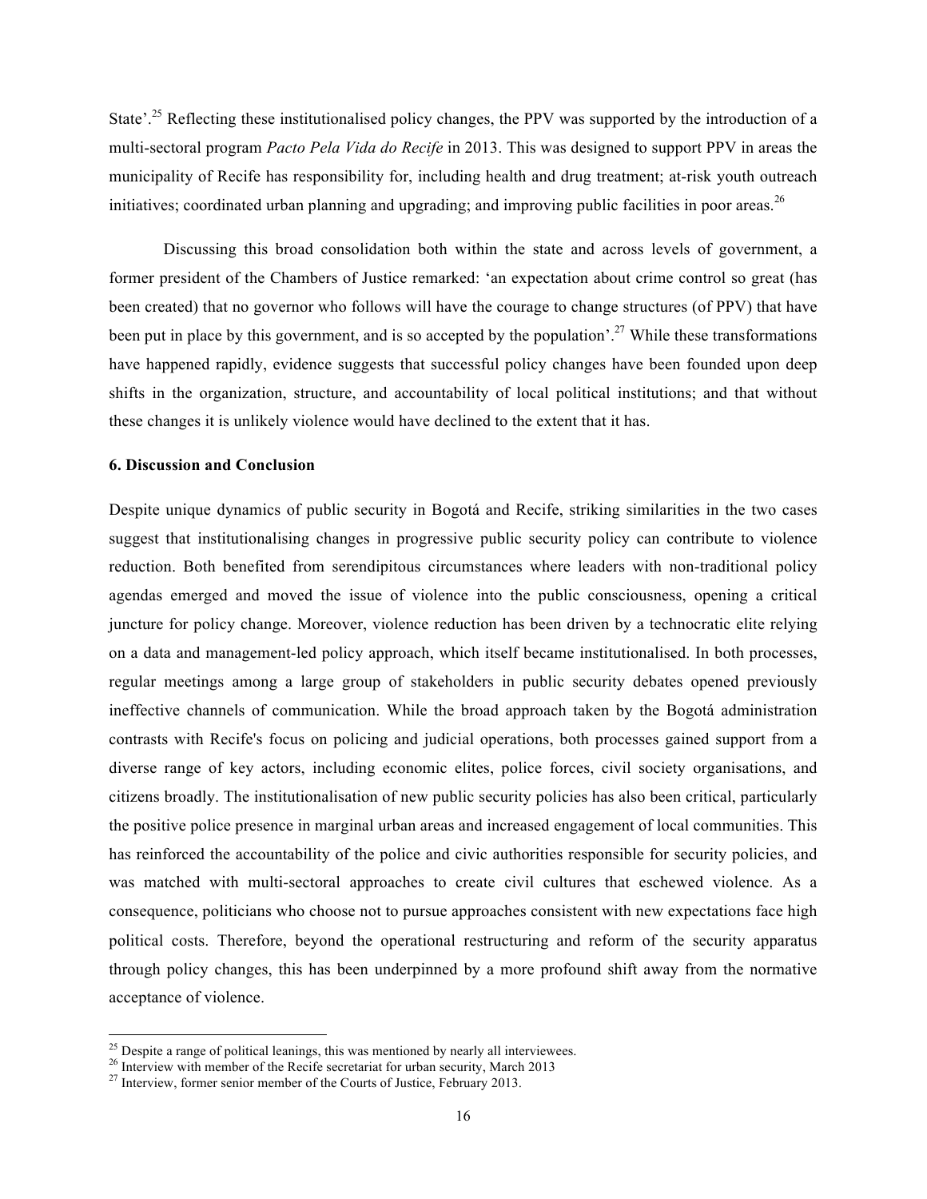State'.[25] Reflecting these institutionalised policy changes, the PPV was supported by the introduction of a multi-sectoral program *Pacto Pela Vida do Recife* in 2013. This was designed to support PPV in areas the municipality of Recife has responsibility for, including health and drug treatment; at-risk youth outreach initiatives; coordinated urban planning and upgrading; and improving public facilities in poor areas.[26]

Discussing this broad consolidation both within the state and across levels of government, a former president of the Chambers of Justice remarked: 'an expectation about crime control so great (has been created) that no governor who follows will have the courage to change structures (of PPV) that have been put in place by this government, and is so accepted by the population'.[27] While these transformations have happened rapidly, evidence suggests that successful policy changes have been founded upon deep shifts in the organization, structure, and accountability of local political institutions; and that without these changes it is unlikely violence would have declined to the extent that it has.

**6. Discussion and Conclusion**

Despite unique dynamics of public security in Bogotá and Recife, striking similarities in the two cases suggest that institutionalising changes in progressive public security policy can contribute to violence reduction. Both benefited from serendipitous circumstances where leaders with non-traditional policy agendas emerged and moved the issue of violence into the public consciousness, opening a critical juncture for policy change. Moreover, violence reduction has been driven by a technocratic elite relying on a data and management-led policy approach, which itself became institutionalised. In both processes, regular meetings among a large group of stakeholders in public security debates opened previously ineffective channels of communication. While the broad approach taken by the Bogotá administration contrasts with Recife's focus on policing and judicial operations, both processes gained support from a diverse range of key actors, including economic elites, police forces, civil society organisations, and citizens broadly. The institutionalisation of new public security policies has also been critical, particularly the positive police presence in marginal urban areas and increased engagement of local communities. This has reinforced the accountability of the police and civic authorities responsible for security policies, and was matched with multi-sectoral approaches to create civil cultures that eschewed violence. As a consequence, politicians who choose not to pursue approaches consistent with new expectations face high political costs. Therefore, beyond the operational restructuring and reform of the security apparatus through policy changes, this has been underpinned by a more profound shift away from the normative acceptance of violence.

---

[25] Despite a range of political leanings, this was mentioned by nearly all interviewees.

[26] Interview with member of the Recife secretariat for urban security, March 2013

[27] Interview, former senior member of the Courts of Justice, February 2013.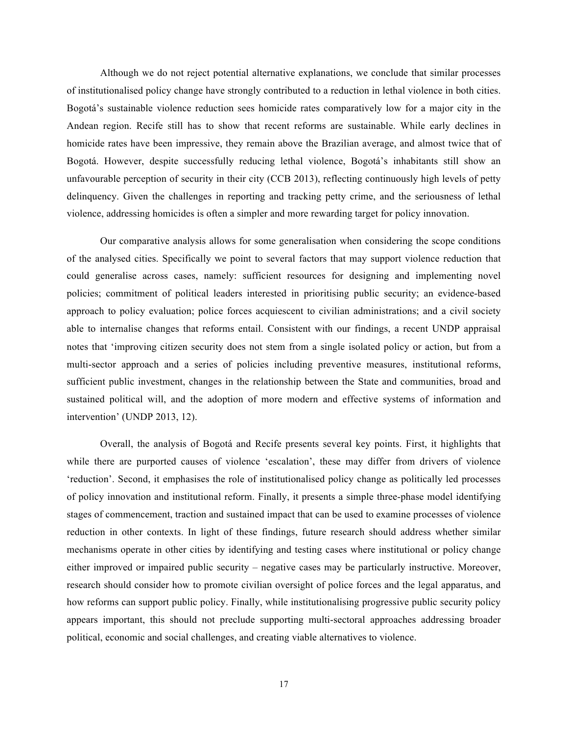Although we do not reject potential alternative explanations, we conclude that similar processes of institutionalised policy change have strongly contributed to a reduction in lethal violence in both cities. Bogotá's sustainable violence reduction sees homicide rates comparatively low for a major city in the Andean region. Recife still has to show that recent reforms are sustainable. While early declines in homicide rates have been impressive, they remain above the Brazilian average, and almost twice that of Bogotá. However, despite successfully reducing lethal violence, Bogotá's inhabitants still show an unfavourable perception of security in their city (CCB 2013), reflecting continuously high levels of petty delinquency. Given the challenges in reporting and tracking petty crime, and the seriousness of lethal violence, addressing homicides is often a simpler and more rewarding target for policy innovation.

Our comparative analysis allows for some generalisation when considering the scope conditions of the analysed cities. Specifically we point to several factors that may support violence reduction that could generalise across cases, namely: sufficient resources for designing and implementing novel policies; commitment of political leaders interested in prioritising public security; an evidence-based approach to policy evaluation; police forces acquiescent to civilian administrations; and a civil society able to internalise changes that reforms entail. Consistent with our findings, a recent UNDP appraisal notes that 'improving citizen security does not stem from a single isolated policy or action, but from a multi-sector approach and a series of policies including preventive measures, institutional reforms, sufficient public investment, changes in the relationship between the State and communities, broad and sustained political will, and the adoption of more modern and effective systems of information and intervention' (UNDP 2013, 12).

Overall, the analysis of Bogotá and Recife presents several key points. First, it highlights that while there are purported causes of violence 'escalation', these may differ from drivers of violence 'reduction'. Second, it emphasises the role of institutionalised policy change as politically led processes of policy innovation and institutional reform. Finally, it presents a simple three-phase model identifying stages of commencement, traction and sustained impact that can be used to examine processes of violence reduction in other contexts. In light of these findings, future research should address whether similar mechanisms operate in other cities by identifying and testing cases where institutional or policy change either improved or impaired public security – negative cases may be particularly instructive. Moreover, research should consider how to promote civilian oversight of police forces and the legal apparatus, and how reforms can support public policy. Finally, while institutionalising progressive public security policy appears important, this should not preclude supporting multi-sectoral approaches addressing broader political, economic and social challenges, and creating viable alternatives to violence.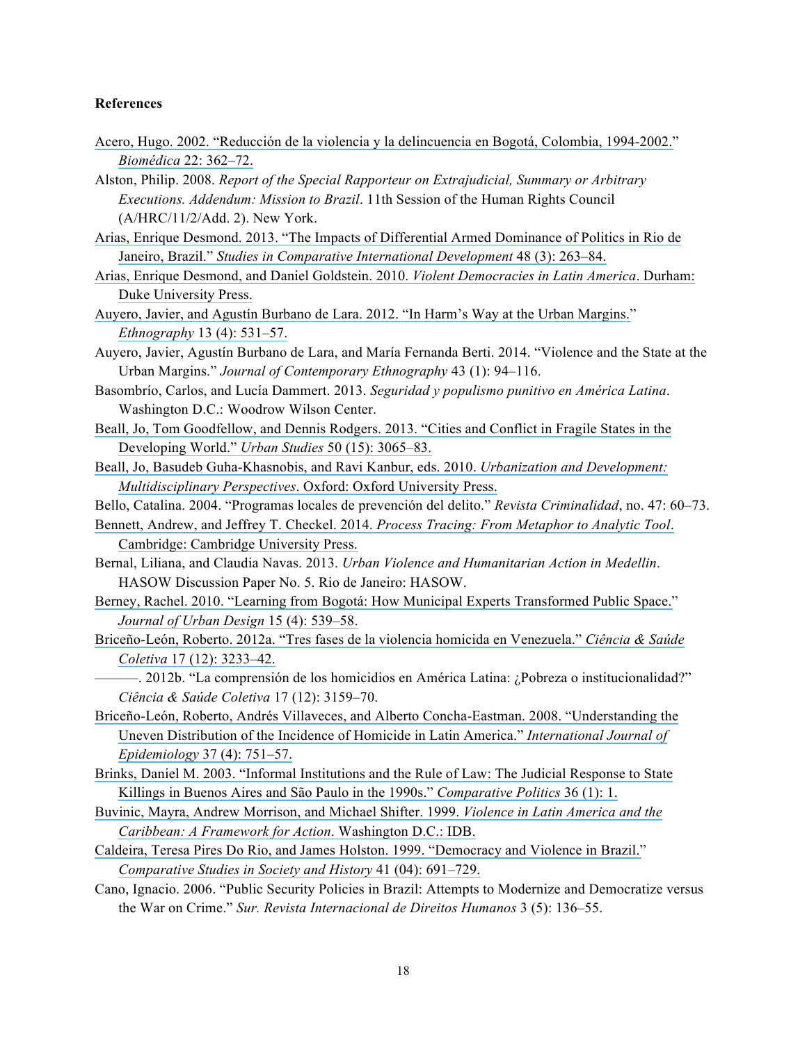**References**

Acero, Hugo. 2002. "Reducción de la violencia y la delincuencia en Bogotá, Colombia, 1994-2002." *Biomédica* 22: 362–72.

Alston, Philip. 2008. *Report of the Special Rapporteur on Extrajudicial, Summary or Arbitrary Executions. Addendum: Mission to Brazil*. 11th Session of the Human Rights Council (A/HRC/11/2/Add. 2). New York.

Arias, Enrique Desmond. 2013. "The Impacts of Differential Armed Dominance of Politics in Rio de Janeiro, Brazil." *Studies in Comparative International Development* 48 (3): 263–84.

Arias, Enrique Desmond, and Daniel Goldstein. 2010. *Violent Democracies in Latin America*. Durham: Duke University Press.

Auyero, Javier, and Agustín Burbano de Lara. 2012. "In Harm's Way at the Urban Margins." *Ethnography* 13 (4): 531–57.

Auyero, Javier, Agustín Burbano de Lara, and María Fernanda Berti. 2014. "Violence and the State at the Urban Margins." *Journal of Contemporary Ethnography* 43 (1): 94–116.

Basombrío, Carlos, and Lucía Dammert. 2013. *Seguridad y populismo punitivo en América Latina*. Washington D.C.: Woodrow Wilson Center.

Beall, Jo, Tom Goodfellow, and Dennis Rodgers. 2013. "Cities and Conflict in Fragile States in the Developing World." *Urban Studies* 50 (15): 3065–83.

Beall, Jo, Basudeb Guha-Khasnobis, and Ravi Kanbur, eds. 2010. *Urbanization and Development: Multidisciplinary Perspectives*. Oxford: Oxford University Press.

Bello, Catalina. 2004. "Programas locales de prevención del delito." *Revista Criminalidad*, no. 47: 60–73.

Bennett, Andrew, and Jeffrey T. Checkel. 2014. *Process Tracing: From Metaphor to Analytic Tool*. Cambridge: Cambridge University Press.

Bernal, Liliana, and Claudia Navas. 2013. *Urban Violence and Humanitarian Action in Medellin*. HASOW Discussion Paper No. 5. Rio de Janeiro: HASOW.

Berney, Rachel. 2010. "Learning from Bogotá: How Municipal Experts Transformed Public Space." *Journal of Urban Design* 15 (4): 539–58.

Briceño-León, Roberto. 2012a. "Tres fases de la violencia homicida en Venezuela." *Ciência & Saúde Coletiva* 17 (12): 3233–42.

———. 2012b. "La comprensión de los homicidios en América Latina: ¿Pobreza o institucionalidad?" *Ciência & Saúde Coletiva* 17 (12): 3159–70.

Briceño-León, Roberto, Andrés Villaveces, and Alberto Concha-Eastman. 2008. "Understanding the Uneven Distribution of the Incidence of Homicide in Latin America." *International Journal of Epidemiology* 37 (4): 751–57.

Brinks, Daniel M. 2003. "Informal Institutions and the Rule of Law: The Judicial Response to State Killings in Buenos Aires and São Paulo in the 1990s." *Comparative Politics* 36 (1): 1.

Buvinic, Mayra, Andrew Morrison, and Michael Shifter. 1999. *Violence in Latin America and the Caribbean: A Framework for Action*. Washington D.C.: IDB.

Caldeira, Teresa Pires Do Rio, and James Holston. 1999. "Democracy and Violence in Brazil." *Comparative Studies in Society and History* 41 (04): 691–729.

Cano, Ignacio. 2006. "Public Security Policies in Brazil: Attempts to Modernize and Democratize versus the War on Crime." *Sur. Revista Internacional de Direitos Humanos* 3 (5): 136–55.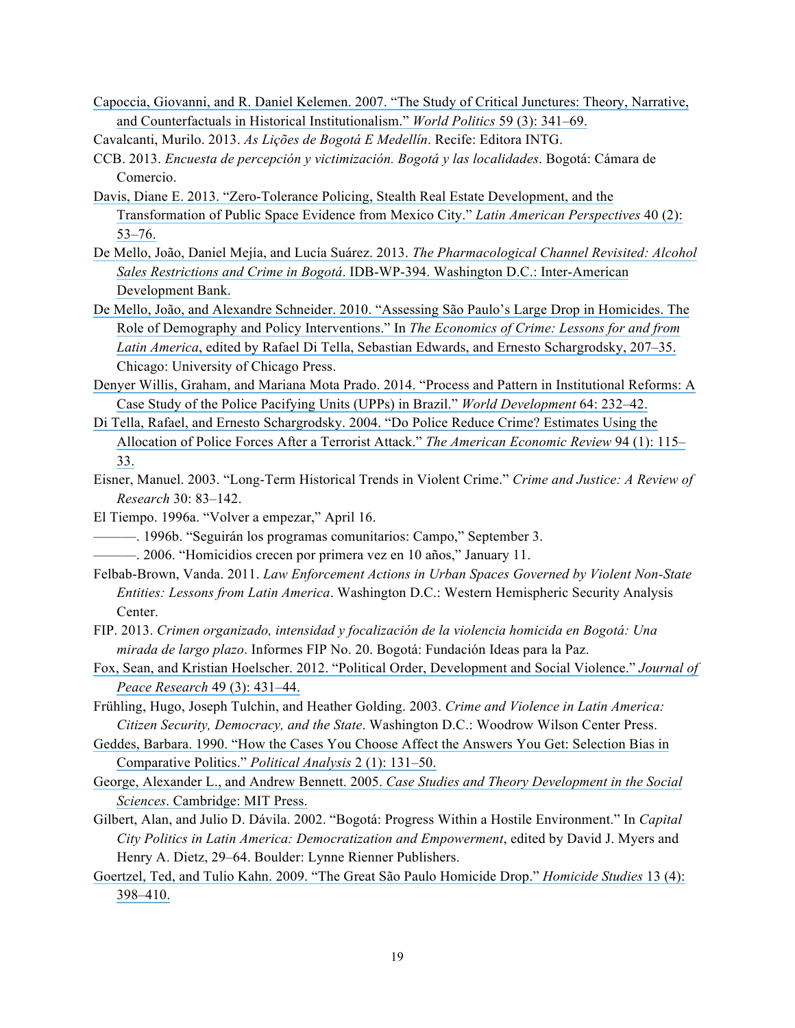Capoccia, Giovanni, and R. Daniel Kelemen. 2007. "The Study of Critical Junctures: Theory, Narrative, and Counterfactuals in Historical Institutionalism." *World Politics* 59 (3): 341–69.

Cavalcanti, Murilo. 2013. *As Lições de Bogotá E Medellín*. Recife: Editora INTG.

CCB. 2013. *Encuesta de percepción y victimización. Bogotá y las localidades*. Bogotá: Cámara de Comercio.

Davis, Diane E. 2013. "Zero-Tolerance Policing, Stealth Real Estate Development, and the Transformation of Public Space Evidence from Mexico City." *Latin American Perspectives* 40 (2): 53–76.

De Mello, João, Daniel Mejía, and Lucía Suárez. 2013. *The Pharmacological Channel Revisited: Alcohol Sales Restrictions and Crime in Bogotá*. IDB-WP-394. Washington D.C.: Inter-American Development Bank.

De Mello, João, and Alexandre Schneider. 2010. "Assessing São Paulo's Large Drop in Homicides. The Role of Demography and Policy Interventions." In *The Economics of Crime: Lessons for and from Latin America*, edited by Rafael Di Tella, Sebastian Edwards, and Ernesto Schargrodsky, 207–35. Chicago: University of Chicago Press.

Denyer Willis, Graham, and Mariana Mota Prado. 2014. "Process and Pattern in Institutional Reforms: A Case Study of the Police Pacifying Units (UPPs) in Brazil." *World Development* 64: 232–42.

Di Tella, Rafael, and Ernesto Schargrodsky. 2004. "Do Police Reduce Crime? Estimates Using the Allocation of Police Forces After a Terrorist Attack." *The American Economic Review* 94 (1): 115–33.

Eisner, Manuel. 2003. "Long-Term Historical Trends in Violent Crime." *Crime and Justice: A Review of Research* 30: 83–142.

El Tiempo. 1996a. "Volver a empezar," April 16.

———. 1996b. "Seguirán los programas comunitarios: Campo," September 3.

———. 2006. "Homicidios crecen por primera vez en 10 años," January 11.

Felbab-Brown, Vanda. 2011. *Law Enforcement Actions in Urban Spaces Governed by Violent Non-State Entities: Lessons from Latin America*. Washington D.C.: Western Hemispheric Security Analysis Center.

FIP. 2013. *Crimen organizado, intensidad y focalización de la violencia homicida en Bogotá: Una mirada de largo plazo*. Informes FIP No. 20. Bogotá: Fundación Ideas para la Paz.

Fox, Sean, and Kristian Hoelscher. 2012. "Political Order, Development and Social Violence." *Journal of Peace Research* 49 (3): 431–44.

Frühling, Hugo, Joseph Tulchin, and Heather Golding. 2003. *Crime and Violence in Latin America: Citizen Security, Democracy, and the State*. Washington D.C.: Woodrow Wilson Center Press.

Geddes, Barbara. 1990. "How the Cases You Choose Affect the Answers You Get: Selection Bias in Comparative Politics." *Political Analysis* 2 (1): 131–50.

George, Alexander L., and Andrew Bennett. 2005. *Case Studies and Theory Development in the Social Sciences*. Cambridge: MIT Press.

Gilbert, Alan, and Julio D. Dávila. 2002. "Bogotá: Progress Within a Hostile Environment." In *Capital City Politics in Latin America: Democratization and Empowerment*, edited by David J. Myers and Henry A. Dietz, 29–64. Boulder: Lynne Rienner Publishers.

Goertzel, Ted, and Tulio Kahn. 2009. "The Great São Paulo Homicide Drop." *Homicide Studies* 13 (4): 398–410.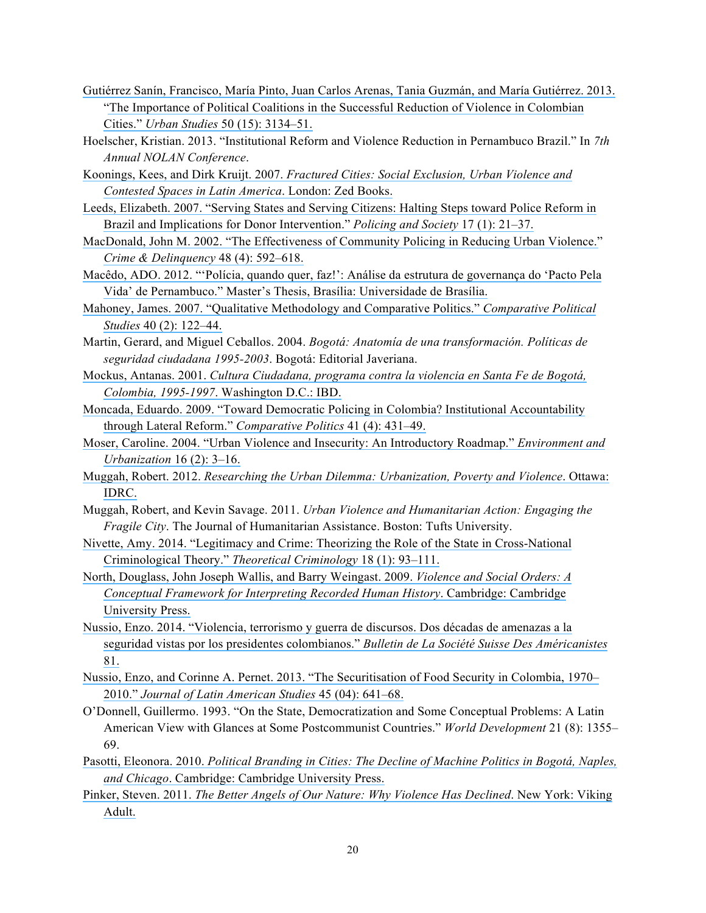Gutiérrez Sanín, Francisco, María Pinto, Juan Carlos Arenas, Tania Guzmán, and María Gutiérrez. 2013. "The Importance of Political Coalitions in the Successful Reduction of Violence in Colombian Cities." *Urban Studies* 50 (15): 3134–51.

Hoelscher, Kristian. 2013. "Institutional Reform and Violence Reduction in Pernambuco Brazil." In *7th Annual NOLAN Conference*.

Koonings, Kees, and Dirk Kruijt. 2007. *Fractured Cities: Social Exclusion, Urban Violence and Contested Spaces in Latin America*. London: Zed Books.

Leeds, Elizabeth. 2007. "Serving States and Serving Citizens: Halting Steps toward Police Reform in Brazil and Implications for Donor Intervention." *Policing and Society* 17 (1): 21–37.

MacDonald, John M. 2002. "The Effectiveness of Community Policing in Reducing Urban Violence." *Crime & Delinquency* 48 (4): 592–618.

Macêdo, ADO. 2012. "'Polícia, quando quer, faz!': Análise da estrutura de governança do 'Pacto Pela Vida' de Pernambuco." Master's Thesis, Brasília: Universidade de Brasília.

Mahoney, James. 2007. "Qualitative Methodology and Comparative Politics." *Comparative Political Studies* 40 (2): 122–44.

Martin, Gerard, and Miguel Ceballos. 2004. *Bogotá: Anatomía de una transformación. Políticas de seguridad ciudadana 1995-2003*. Bogotá: Editorial Javeriana.

Mockus, Antanas. 2001. *Cultura Ciudadana, programa contra la violencia en Santa Fe de Bogotá, Colombia, 1995-1997*. Washington D.C.: IBD.

Moncada, Eduardo. 2009. "Toward Democratic Policing in Colombia? Institutional Accountability through Lateral Reform." *Comparative Politics* 41 (4): 431–49.

Moser, Caroline. 2004. "Urban Violence and Insecurity: An Introductory Roadmap." *Environment and Urbanization* 16 (2): 3–16.

Muggah, Robert. 2012. *Researching the Urban Dilemma: Urbanization, Poverty and Violence*. Ottawa: IDRC.

Muggah, Robert, and Kevin Savage. 2011. *Urban Violence and Humanitarian Action: Engaging the Fragile City*. The Journal of Humanitarian Assistance. Boston: Tufts University.

Nivette, Amy. 2014. "Legitimacy and Crime: Theorizing the Role of the State in Cross-National Criminological Theory." *Theoretical Criminology* 18 (1): 93–111.

North, Douglass, John Joseph Wallis, and Barry Weingast. 2009. *Violence and Social Orders: A Conceptual Framework for Interpreting Recorded Human History*. Cambridge: Cambridge University Press.

Nussio, Enzo. 2014. "Violencia, terrorismo y guerra de discursos. Dos décadas de amenazas a la seguridad vistas por los presidentes colombianos." *Bulletin de La Société Suisse Des Américanistes* 81.

Nussio, Enzo, and Corinne A. Pernet. 2013. "The Securitisation of Food Security in Colombia, 1970–2010." *Journal of Latin American Studies* 45 (04): 641–68.

O'Donnell, Guillermo. 1993. "On the State, Democratization and Some Conceptual Problems: A Latin American View with Glances at Some Postcommunist Countries." *World Development* 21 (8): 1355–69.

Pasotti, Eleonora. 2010. *Political Branding in Cities: The Decline of Machine Politics in Bogotá, Naples, and Chicago*. Cambridge: Cambridge University Press.

Pinker, Steven. 2011. *The Better Angels of Our Nature: Why Violence Has Declined*. New York: Viking Adult.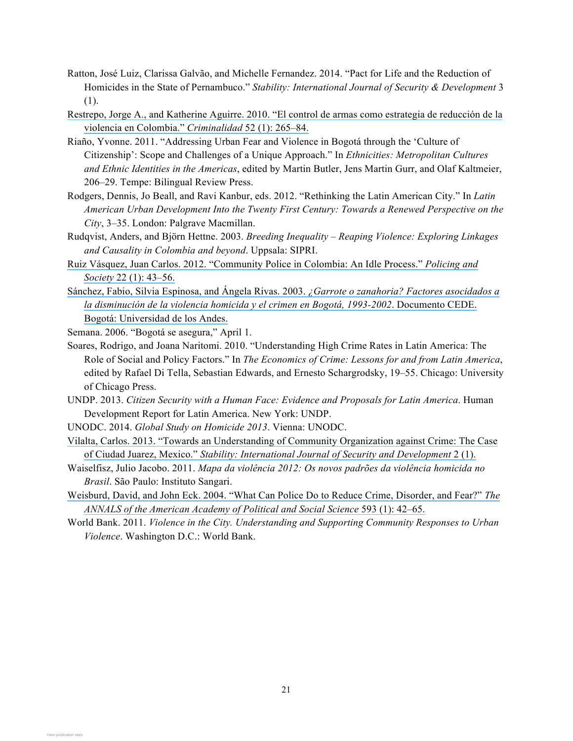Ratton, José Luiz, Clarissa Galvão, and Michelle Fernandez. 2014. "Pact for Life and the Reduction of Homicides in the State of Pernambuco." *Stability: International Journal of Security & Development* 3 (1).

Restrepo, Jorge A., and Katherine Aguirre. 2010. "El control de armas como estrategia de reducción de la violencia en Colombia." *Criminalidad* 52 (1): 265–84.

Riaño, Yvonne. 2011. "Addressing Urban Fear and Violence in Bogotá through the 'Culture of Citizenship': Scope and Challenges of a Unique Approach." In *Ethnicities: Metropolitan Cultures and Ethnic Identities in the Americas*, edited by Martin Butler, Jens Martin Gurr, and Olaf Kaltmeier, 206–29. Tempe: Bilingual Review Press.

Rodgers, Dennis, Jo Beall, and Ravi Kanbur, eds. 2012. "Rethinking the Latin American City." In *Latin American Urban Development Into the Twenty First Century: Towards a Renewed Perspective on the City*, 3–35. London: Palgrave Macmillan.

Rudqvist, Anders, and Björn Hettne. 2003. *Breeding Inequality – Reaping Violence: Exploring Linkages and Causality in Colombia and beyond*. Uppsala: SIPRI.

Ruiz Vásquez, Juan Carlos. 2012. "Community Police in Colombia: An Idle Process." *Policing and Society* 22 (1): 43–56.

Sánchez, Fabio, Silvia Espinosa, and Ángela Rivas. 2003. *¿Garrote o zanahoria? Factores asociadados a la disminución de la violencia homicida y el crimen en Bogotá, 1993-2002*. Documento CEDE. Bogotá: Universidad de los Andes.

Semana. 2006. "Bogotá se asegura," April 1.

Soares, Rodrigo, and Joana Naritomi. 2010. "Understanding High Crime Rates in Latin America: The Role of Social and Policy Factors." In *The Economics of Crime: Lessons for and from Latin America*, edited by Rafael Di Tella, Sebastian Edwards, and Ernesto Schargrodsky, 19–55. Chicago: University of Chicago Press.

UNDP. 2013. *Citizen Security with a Human Face: Evidence and Proposals for Latin America*. Human Development Report for Latin America. New York: UNDP.

UNODC. 2014. *Global Study on Homicide 2013*. Vienna: UNODC.

Vilalta, Carlos. 2013. "Towards an Understanding of Community Organization against Crime: The Case of Ciudad Juarez, Mexico." *Stability: International Journal of Security and Development* 2 (1).

Waiselfisz, Julio Jacobo. 2011. *Mapa da violência 2012: Os novos padrões da violência homicida no Brasil*. São Paulo: Instituto Sangari.

Weisburd, David, and John Eck. 2004. "What Can Police Do to Reduce Crime, Disorder, and Fear?" *The ANNALS of the American Academy of Political and Social Science* 593 (1): 42–65.

World Bank. 2011. *Violence in the City. Understanding and Supporting Community Responses to Urban Violence*. Washington D.C.: World Bank.